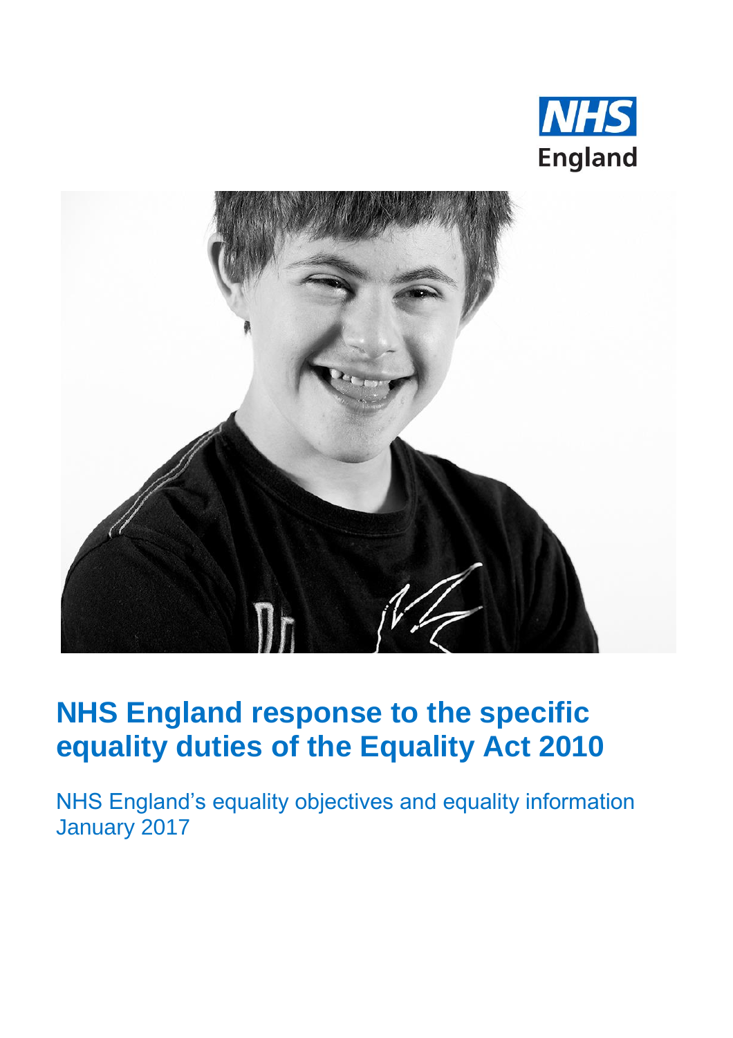NHS England

# NHS England response to the specific equality duties of the Equality Act 2010

NHS England's equality objectives and equality information
January 2017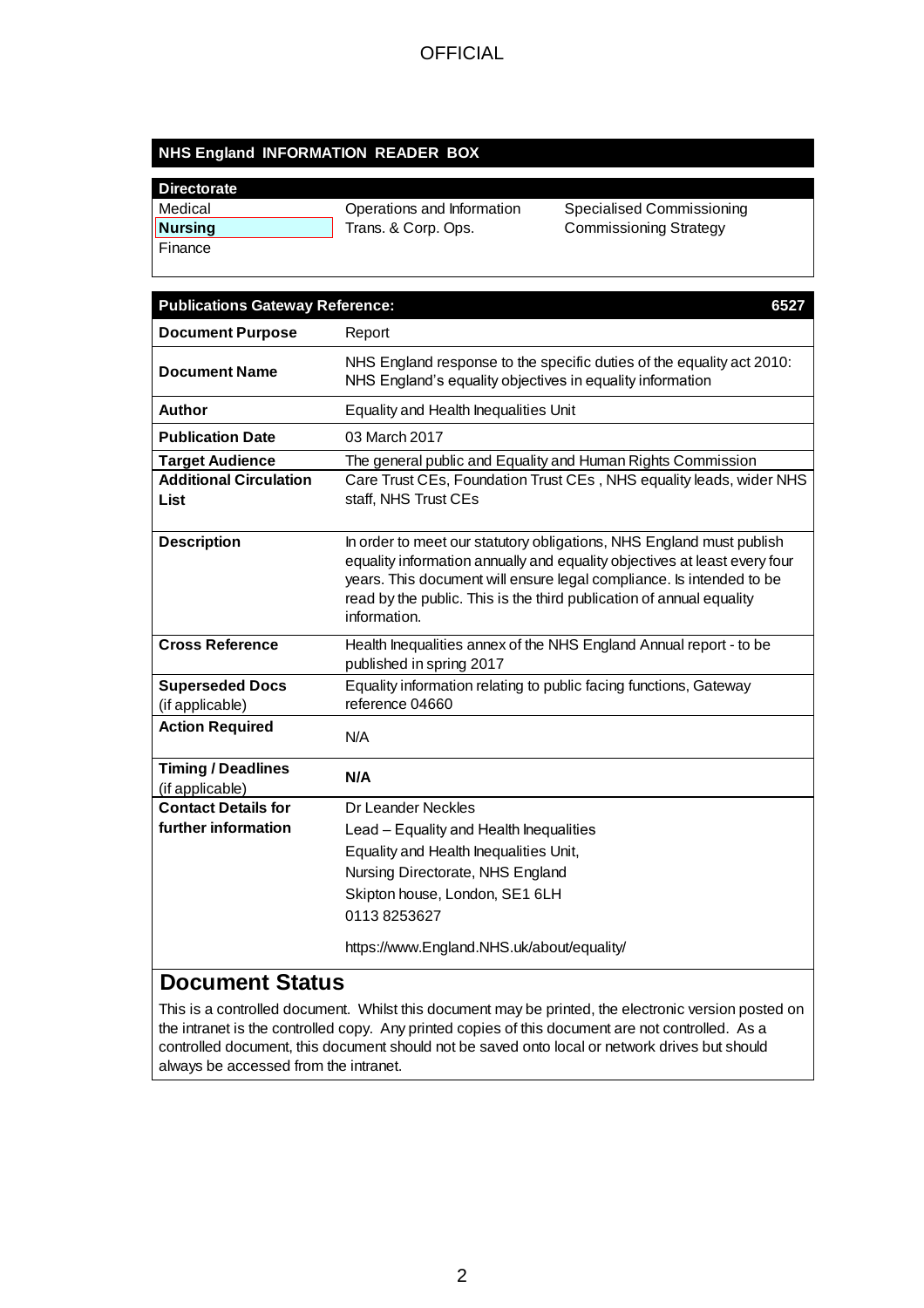OFFICIAL

## NHS England INFORMATION READER BOX

| Directorate | | |
|---|---|---|
| Medical | Operations and Information | Specialised Commissioning |
| **Nursing** | Trans. & Corp. Ops. | Commissioning Strategy |
| Finance | | |

| **Publications Gateway Reference:** | **6527** |
|---|---|
| **Document Purpose** | Report |
| **Document Name** | NHS England response to the specific duties of the equality act 2010: NHS England's equality objectives in equality information |
| **Author** | Equality and Health Inequalities Unit |
| **Publication Date** | 03 March 2017 |
| **Target Audience** | The general public and Equality and Human Rights Commission |
| **Additional Circulation List** | Care Trust CEs, Foundation Trust CEs , NHS equality leads, wider NHS staff, NHS Trust CEs |
| **Description** | In order to meet our statutory obligations, NHS England must publish equality information annually and equality objectives at least every four years. This document will ensure legal compliance. Is intended to be read by the public. This is the third publication of annual equality information. |
| **Cross Reference** | Health Inequalities annex of the NHS England Annual report - to be published in spring 2017 |
| **Superseded Docs** (if applicable) | Equality information relating to public facing functions, Gateway reference 04660 |
| **Action Required** | N/A |
| **Timing / Deadlines** (if applicable) | **N/A** |
| **Contact Details for further information** | Dr Leander Neckles<br>Lead – Equality and Health Inequalities<br>Equality and Health Inequalities Unit,<br>Nursing Directorate, NHS England<br>Skipton house, London, SE1 6LH<br>0113 8253627<br><br>https://www.England.NHS.uk/about/equality/ |

## Document Status

This is a controlled document. Whilst this document may be printed, the electronic version posted on the intranet is the controlled copy. Any printed copies of this document are not controlled. As a controlled document, this document should not be saved onto local or network drives but should always be accessed from the intranet.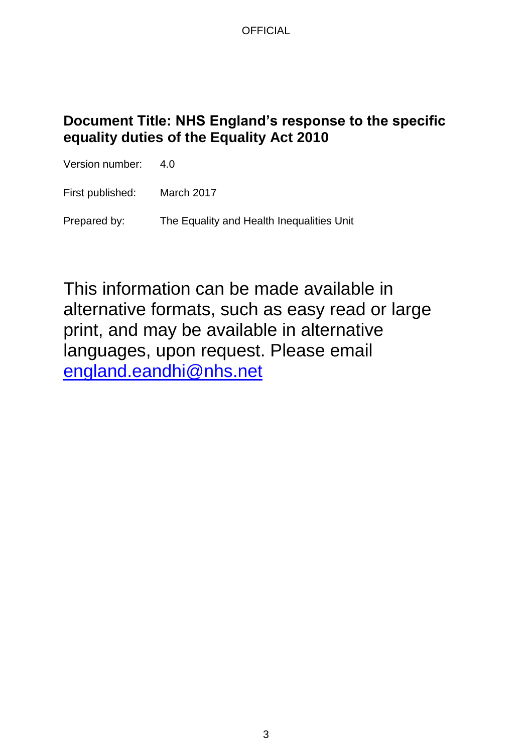**Document Title: NHS England's response to the specific equality duties of the Equality Act 2010**

Version number: 4.0

First published: March 2017

Prepared by: The Equality and Health Inequalities Unit

This information can be made available in alternative formats, such as easy read or large print, and may be available in alternative languages, upon request. Please email england.eandhi@nhs.net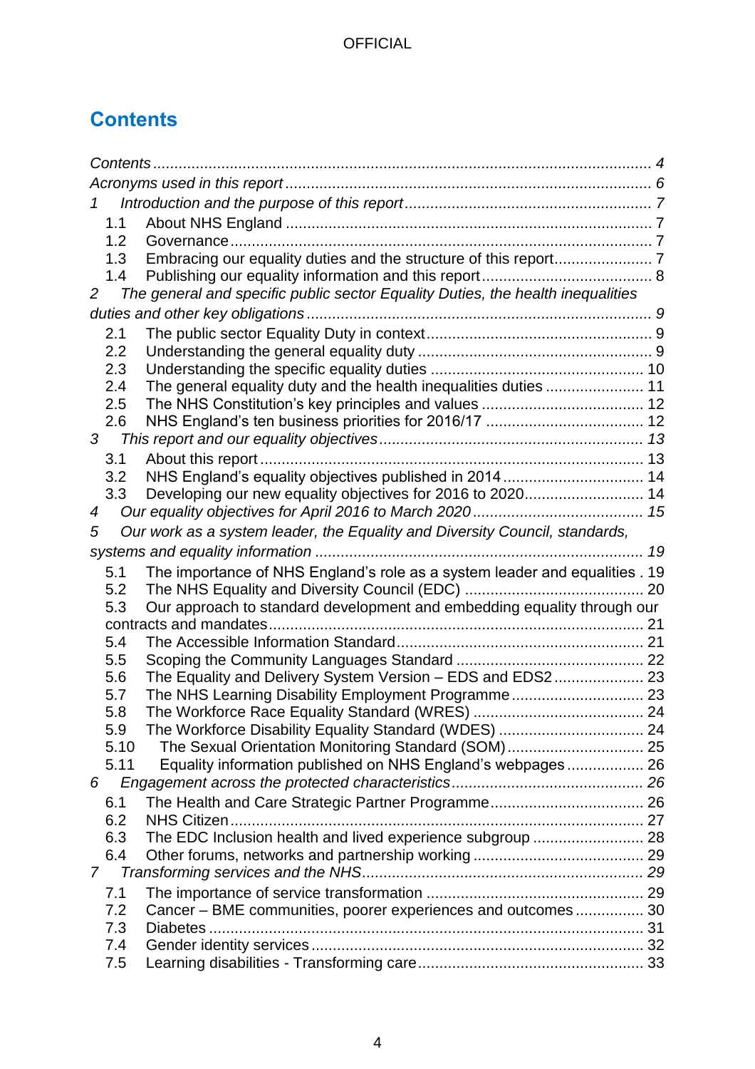# Contents

*Contents* .................................................................................................. *4*
*Acronyms used in this report* ................................................................................ *6*
*1 Introduction and the purpose of this report* ........................................................ *7*
- 1.1 About NHS England ........................................................................ 7
- 1.2 Governance ................................................................................... 7
- 1.3 Embracing our equality duties and the structure of this report ........................ 7
- 1.4 Publishing our equality information and this report ....................................... 8

*2 The general and specific public sector Equality Duties, the health inequalities duties and other key obligations* ................................................................................ *9*
- 2.1 The public sector Equality Duty in context ................................................. 9
- 2.2 Understanding the general equality duty .................................................... 9
- 2.3 Understanding the specific equality duties ................................................ 10
- 2.4 The general equality duty and the health inequalities duties ........................ 11
- 2.5 The NHS Constitution's key principles and values ...................................... 12
- 2.6 NHS England's ten business priorities for 2016/17 ..................................... 12

*3 This report and our equality objectives* .............................................................. *13*
- 3.1 About this report ........................................................................... 13
- 3.2 NHS England's equality objectives published in 2014 ................................ 14
- 3.3 Developing our new equality objectives for 2016 to 2020 ........................... 14

*4 Our equality objectives for April 2016 to March 2020* ........................................ *15*
*5 Our work as a system leader, the Equality and Diversity Council, standards, systems and equality information* ............................................................................ *19*
- 5.1 The importance of NHS England's role as a system leader and equalities . 19
- 5.2 The NHS Equality and Diversity Council (EDC) .......................................... 20
- 5.3 Our approach to standard development and embedding equality through our contracts and mandates ....................................................................... 21
- 5.4 The Accessible Information Standard ........................................................ 21
- 5.5 Scoping the Community Languages Standard ............................................ 22
- 5.6 The Equality and Delivery System Version – EDS and EDS2 ....................... 23
- 5.7 The NHS Learning Disability Employment Programme ............................... 23
- 5.8 The Workforce Race Equality Standard (WRES) ........................................ 24
- 5.9 The Workforce Disability Equality Standard (WDES) .................................. 24
- 5.10 The Sexual Orientation Monitoring Standard (SOM) ................................ 25
- 5.11 Equality information published on NHS England's webpages .................. 26

*6 Engagement across the protected characteristics* ............................................ *26*
- 6.1 The Health and Care Strategic Partner Programme .................................... 26
- 6.2 NHS Citizen .................................................................................. 27
- 6.3 The EDC Inclusion health and lived experience subgroup .......................... 28
- 6.4 Other forums, networks and partnership working ....................................... 29

*7 Transforming services and the NHS* .................................................................. *29*
- 7.1 The importance of service transformation .................................................. 29
- 7.2 Cancer – BME communities, poorer experiences and outcomes ................ 30
- 7.3 Diabetes ....................................................................................... 31
- 7.4 Gender identity services ................................................................... 32
- 7.5 Learning disabilities - Transforming care ................................................... 33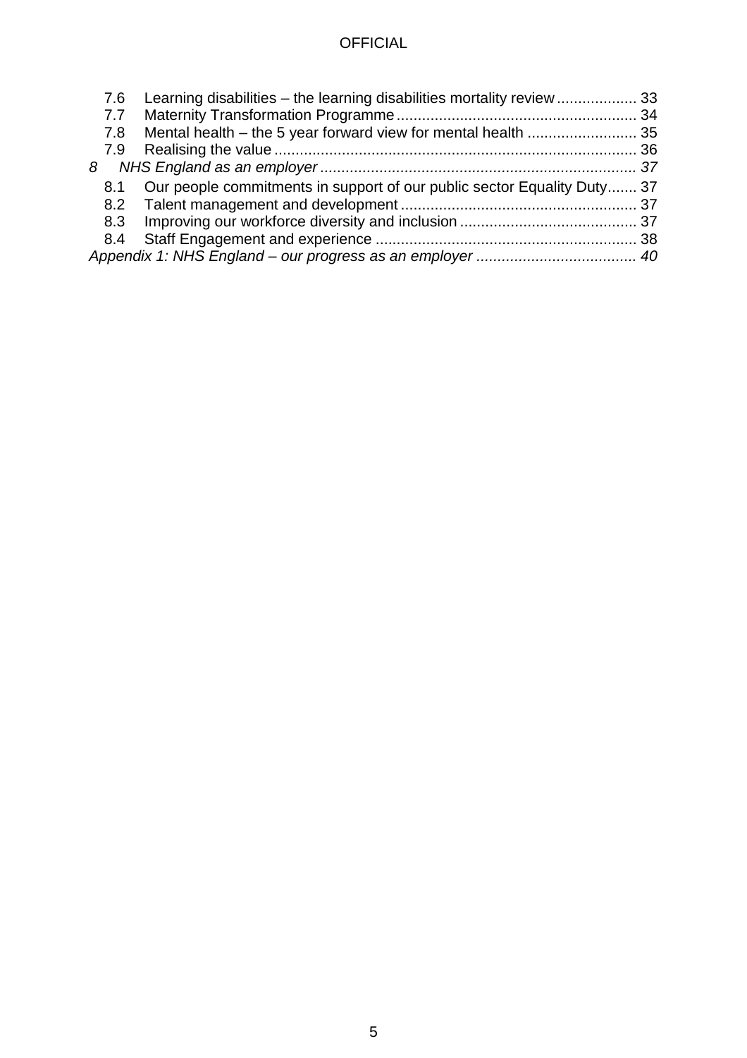7.6 Learning disabilities – the learning disabilities mortality review ................... 33
7.7 Maternity Transformation Programme ......................................................... 34
7.8 Mental health – the 5 year forward view for mental health .......................... 35
7.9 Realising the value ...................................................................................... 36

*8 NHS England as an employer ........................................................................... 37*

8.1 Our people commitments in support of our public sector Equality Duty ....... 37
8.2 Talent management and development ........................................................ 37
8.3 Improving our workforce diversity and inclusion .......................................... 37
8.4 Staff Engagement and experience .............................................................. 38

*Appendix 1: NHS England – our progress as an employer ...................................... 40*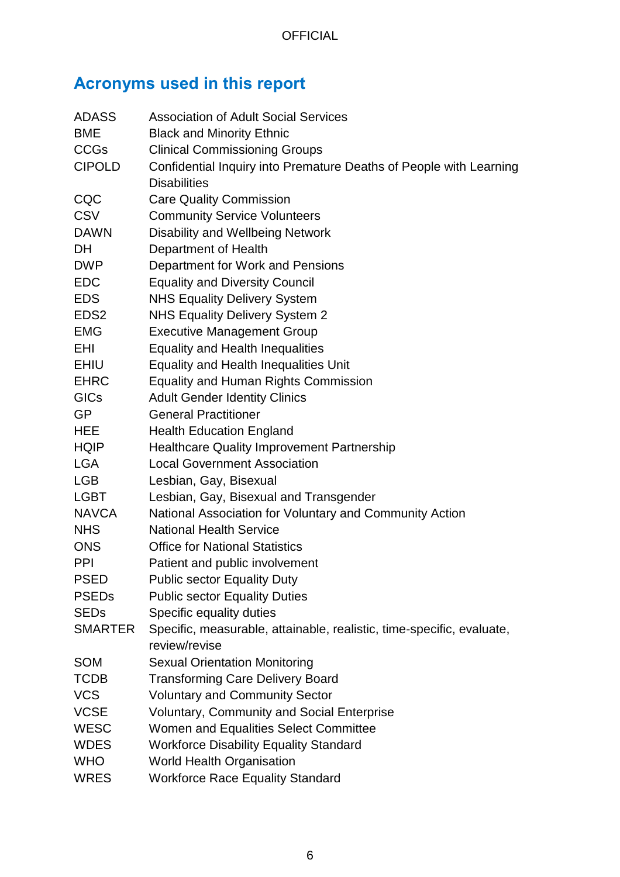## Acronyms used in this report

| | |
|---|---|
| ADASS | Association of Adult Social Services |
| BME | Black and Minority Ethnic |
| CCGs | Clinical Commissioning Groups |
| CIPOLD | Confidential Inquiry into Premature Deaths of People with Learning Disabilities |
| CQC | Care Quality Commission |
| CSV | Community Service Volunteers |
| DAWN | Disability and Wellbeing Network |
| DH | Department of Health |
| DWP | Department for Work and Pensions |
| EDC | Equality and Diversity Council |
| EDS | NHS Equality Delivery System |
| EDS2 | NHS Equality Delivery System 2 |
| EMG | Executive Management Group |
| EHI | Equality and Health Inequalities |
| EHIU | Equality and Health Inequalities Unit |
| EHRC | Equality and Human Rights Commission |
| GICs | Adult Gender Identity Clinics |
| GP | General Practitioner |
| HEE | Health Education England |
| HQIP | Healthcare Quality Improvement Partnership |
| LGA | Local Government Association |
| LGB | Lesbian, Gay, Bisexual |
| LGBT | Lesbian, Gay, Bisexual and Transgender |
| NAVCA | National Association for Voluntary and Community Action |
| NHS | National Health Service |
| ONS | Office for National Statistics |
| PPI | Patient and public involvement |
| PSED | Public sector Equality Duty |
| PSEDs | Public sector Equality Duties |
| SEDs | Specific equality duties |
| SMARTER | Specific, measurable, attainable, realistic, time-specific, evaluate, review/revise |
| SOM | Sexual Orientation Monitoring |
| TCDB | Transforming Care Delivery Board |
| VCS | Voluntary and Community Sector |
| VCSE | Voluntary, Community and Social Enterprise |
| WESC | Women and Equalities Select Committee |
| WDES | Workforce Disability Equality Standard |
| WHO | World Health Organisation |
| WRES | Workforce Race Equality Standard |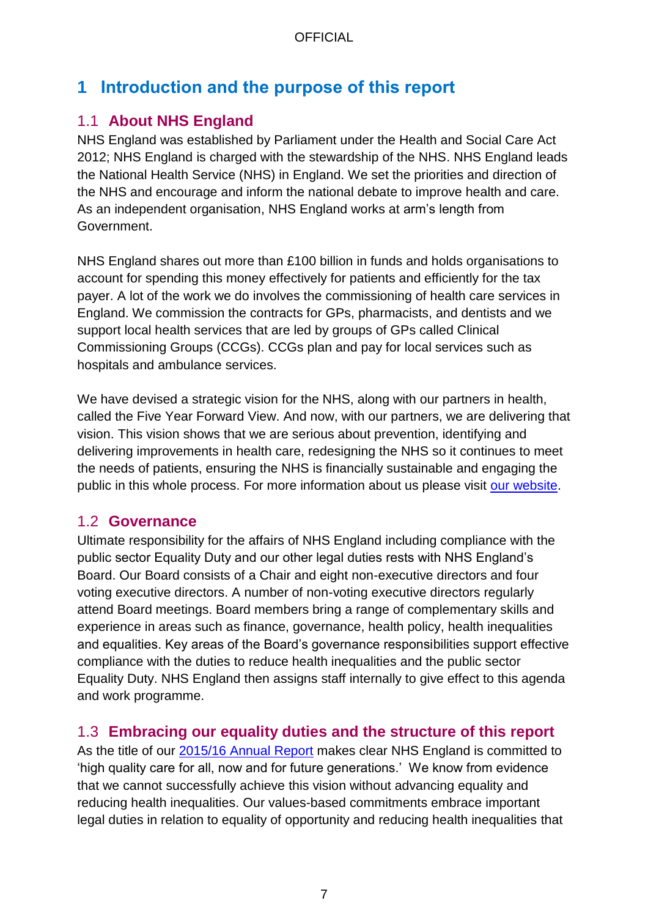# 1 Introduction and the purpose of this report

## 1.1 About NHS England

NHS England was established by Parliament under the Health and Social Care Act 2012; NHS England is charged with the stewardship of the NHS. NHS England leads the National Health Service (NHS) in England. We set the priorities and direction of the NHS and encourage and inform the national debate to improve health and care. As an independent organisation, NHS England works at arm's length from Government.

NHS England shares out more than £100 billion in funds and holds organisations to account for spending this money effectively for patients and efficiently for the tax payer. A lot of the work we do involves the commissioning of health care services in England. We commission the contracts for GPs, pharmacists, and dentists and we support local health services that are led by groups of GPs called Clinical Commissioning Groups (CCGs). CCGs plan and pay for local services such as hospitals and ambulance services.

We have devised a strategic vision for the NHS, along with our partners in health, called the Five Year Forward View. And now, with our partners, we are delivering that vision. This vision shows that we are serious about prevention, identifying and delivering improvements in health care, redesigning the NHS so it continues to meet the needs of patients, ensuring the NHS is financially sustainable and engaging the public in this whole process. For more information about us please visit our website.

## 1.2 Governance

Ultimate responsibility for the affairs of NHS England including compliance with the public sector Equality Duty and our other legal duties rests with NHS England's Board. Our Board consists of a Chair and eight non-executive directors and four voting executive directors. A number of non-voting executive directors regularly attend Board meetings. Board members bring a range of complementary skills and experience in areas such as finance, governance, health policy, health inequalities and equalities. Key areas of the Board's governance responsibilities support effective compliance with the duties to reduce health inequalities and the public sector Equality Duty. NHS England then assigns staff internally to give effect to this agenda and work programme.

## 1.3 Embracing our equality duties and the structure of this report

As the title of our 2015/16 Annual Report makes clear NHS England is committed to 'high quality care for all, now and for future generations.' We know from evidence that we cannot successfully achieve this vision without advancing equality and reducing health inequalities. Our values-based commitments embrace important legal duties in relation to equality of opportunity and reducing health inequalities that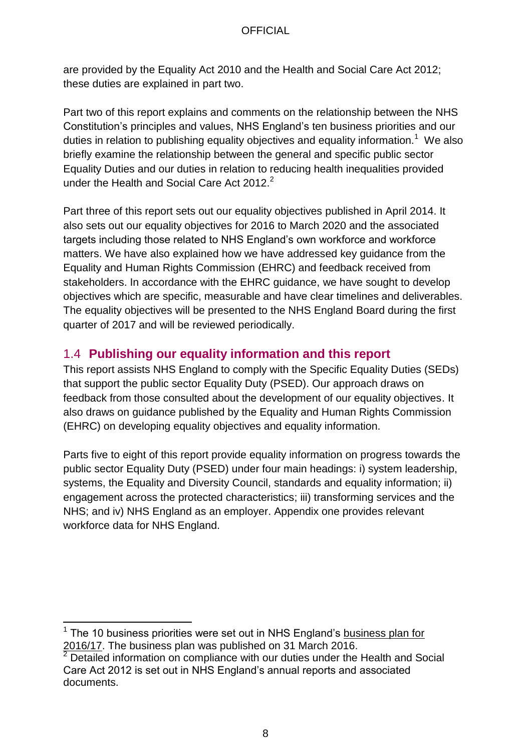are provided by the Equality Act 2010 and the Health and Social Care Act 2012; these duties are explained in part two.

Part two of this report explains and comments on the relationship between the NHS Constitution's principles and values, NHS England's ten business priorities and our duties in relation to publishing equality objectives and equality information.[1] We also briefly examine the relationship between the general and specific public sector Equality Duties and our duties in relation to reducing health inequalities provided under the Health and Social Care Act 2012.[2]

Part three of this report sets out our equality objectives published in April 2014. It also sets out our equality objectives for 2016 to March 2020 and the associated targets including those related to NHS England's own workforce and workforce matters. We have also explained how we have addressed key guidance from the Equality and Human Rights Commission (EHRC) and feedback received from stakeholders. In accordance with the EHRC guidance, we have sought to develop objectives which are specific, measurable and have clear timelines and deliverables. The equality objectives will be presented to the NHS England Board during the first quarter of 2017 and will be reviewed periodically.

## 1.4 Publishing our equality information and this report

This report assists NHS England to comply with the Specific Equality Duties (SEDs) that support the public sector Equality Duty (PSED). Our approach draws on feedback from those consulted about the development of our equality objectives. It also draws on guidance published by the Equality and Human Rights Commission (EHRC) on developing equality objectives and equality information.

Parts five to eight of this report provide equality information on progress towards the public sector Equality Duty (PSED) under four main headings: i) system leadership, systems, the Equality and Diversity Council, standards and equality information; ii) engagement across the protected characteristics; iii) transforming services and the NHS; and iv) NHS England as an employer. Appendix one provides relevant workforce data for NHS England.

---

[1] The 10 business priorities were set out in NHS England's business plan for 2016/17. The business plan was published on 31 March 2016.

[2] Detailed information on compliance with our duties under the Health and Social Care Act 2012 is set out in NHS England's annual reports and associated documents.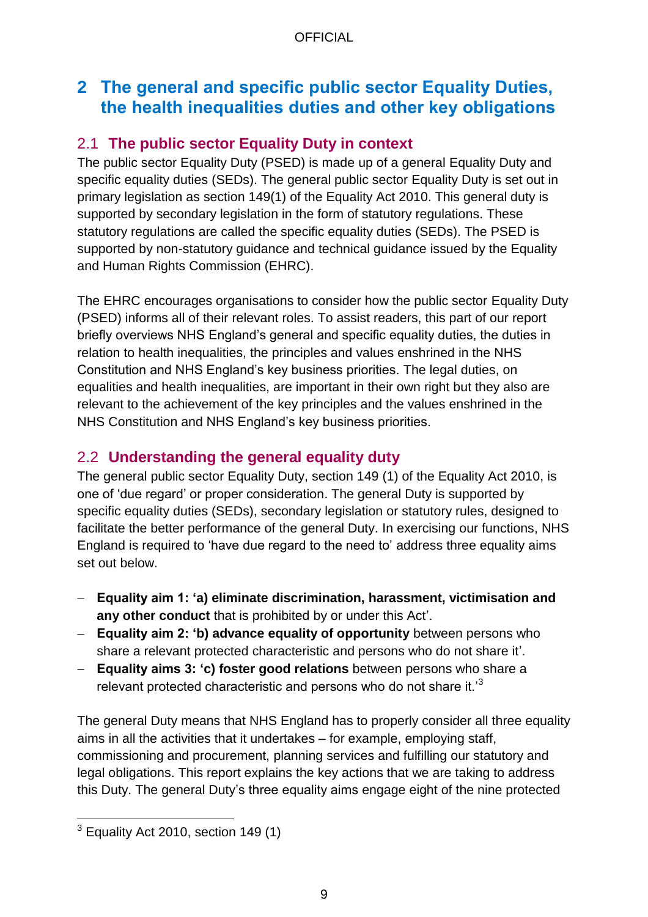## 2 The general and specific public sector Equality Duties, the health inequalities duties and other key obligations

### 2.1 The public sector Equality Duty in context

The public sector Equality Duty (PSED) is made up of a general Equality Duty and specific equality duties (SEDs). The general public sector Equality Duty is set out in primary legislation as section 149(1) of the Equality Act 2010. This general duty is supported by secondary legislation in the form of statutory regulations. These statutory regulations are called the specific equality duties (SEDs). The PSED is supported by non-statutory guidance and technical guidance issued by the Equality and Human Rights Commission (EHRC).

The EHRC encourages organisations to consider how the public sector Equality Duty (PSED) informs all of their relevant roles. To assist readers, this part of our report briefly overviews NHS England's general and specific equality duties, the duties in relation to health inequalities, the principles and values enshrined in the NHS Constitution and NHS England's key business priorities. The legal duties, on equalities and health inequalities, are important in their own right but they also are relevant to the achievement of the key principles and the values enshrined in the NHS Constitution and NHS England's key business priorities.

### 2.2 Understanding the general equality duty

The general public sector Equality Duty, section 149 (1) of the Equality Act 2010, is one of 'due regard' or proper consideration. The general Duty is supported by specific equality duties (SEDs), secondary legislation or statutory rules, designed to facilitate the better performance of the general Duty. In exercising our functions, NHS England is required to 'have due regard to the need to' address three equality aims set out below.

- **Equality aim 1: 'a) eliminate discrimination, harassment, victimisation and any other conduct** that is prohibited by or under this Act'.
- **Equality aim 2: 'b) advance equality of opportunity** between persons who share a relevant protected characteristic and persons who do not share it'.
- **Equality aims 3: 'c) foster good relations** between persons who share a relevant protected characteristic and persons who do not share it.'[3]

The general Duty means that NHS England has to properly consider all three equality aims in all the activities that it undertakes – for example, employing staff, commissioning and procurement, planning services and fulfilling our statutory and legal obligations. This report explains the key actions that we are taking to address this Duty. The general Duty's three equality aims engage eight of the nine protected

[3] Equality Act 2010, section 149 (1)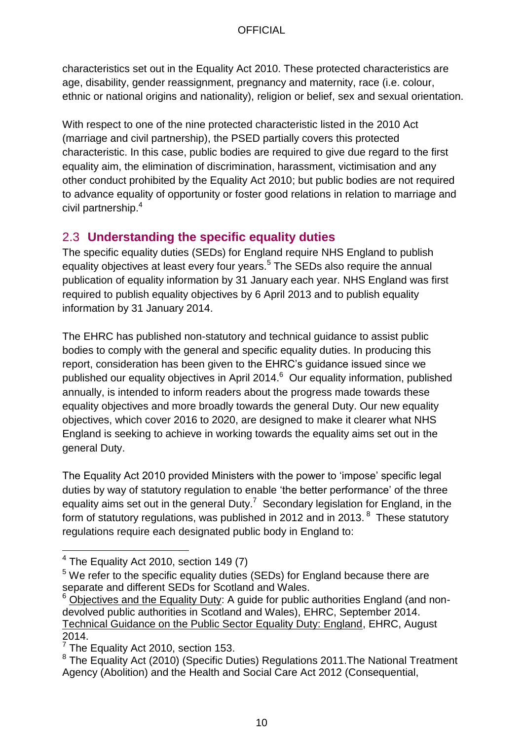characteristics set out in the Equality Act 2010. These protected characteristics are age, disability, gender reassignment, pregnancy and maternity, race (i.e. colour, ethnic or national origins and nationality), religion or belief, sex and sexual orientation.

With respect to one of the nine protected characteristic listed in the 2010 Act (marriage and civil partnership), the PSED partially covers this protected characteristic. In this case, public bodies are required to give due regard to the first equality aim, the elimination of discrimination, harassment, victimisation and any other conduct prohibited by the Equality Act 2010; but public bodies are not required to advance equality of opportunity or foster good relations in relation to marriage and civil partnership.[4]

## 2.3 **Understanding the specific equality duties**

The specific equality duties (SEDs) for England require NHS England to publish equality objectives at least every four years.[5] The SEDs also require the annual publication of equality information by 31 January each year. NHS England was first required to publish equality objectives by 6 April 2013 and to publish equality information by 31 January 2014.

The EHRC has published non-statutory and technical guidance to assist public bodies to comply with the general and specific equality duties. In producing this report, consideration has been given to the EHRC's guidance issued since we published our equality objectives in April 2014.[6] Our equality information, published annually, is intended to inform readers about the progress made towards these equality objectives and more broadly towards the general Duty. Our new equality objectives, which cover 2016 to 2020, are designed to make it clearer what NHS England is seeking to achieve in working towards the equality aims set out in the general Duty.

The Equality Act 2010 provided Ministers with the power to 'impose' specific legal duties by way of statutory regulation to enable 'the better performance' of the three equality aims set out in the general Duty.[7] Secondary legislation for England, in the form of statutory regulations, was published in 2012 and in 2013.[8] These statutory regulations require each designated public body in England to:

---

[4] The Equality Act 2010, section 149 (7)

[5] We refer to the specific equality duties (SEDs) for England because there are separate and different SEDs for Scotland and Wales.

[6] Objectives and the Equality Duty: A guide for public authorities England (and non-devolved public authorities in Scotland and Wales), EHRC, September 2014. Technical Guidance on the Public Sector Equality Duty: England, EHRC, August 2014.

[7] The Equality Act 2010, section 153.

[8] The Equality Act (2010) (Specific Duties) Regulations 2011.The National Treatment Agency (Abolition) and the Health and Social Care Act 2012 (Consequential,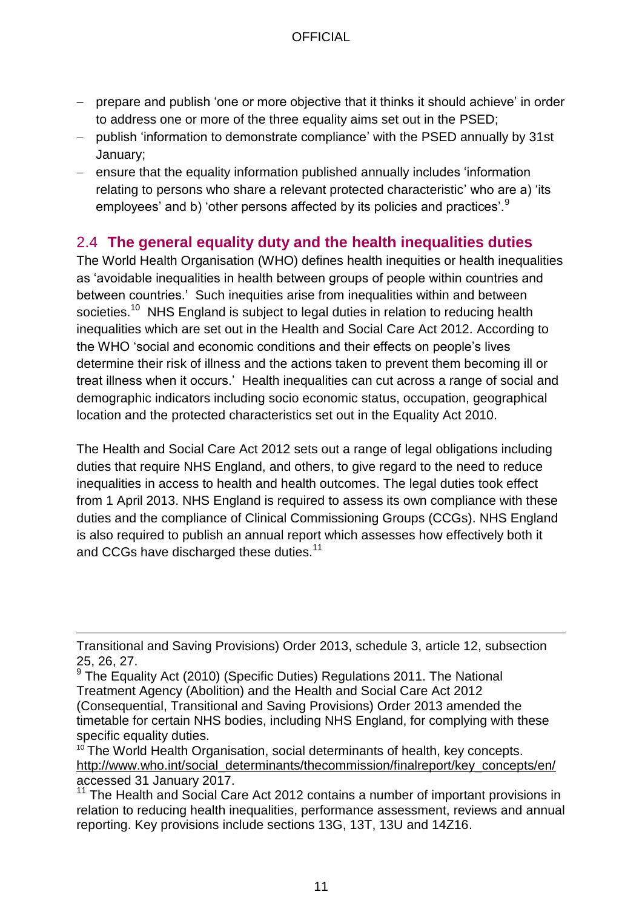- prepare and publish 'one or more objective that it thinks it should achieve' in order to address one or more of the three equality aims set out in the PSED;
- publish 'information to demonstrate compliance' with the PSED annually by 31st January;
- ensure that the equality information published annually includes 'information relating to persons who share a relevant protected characteristic' who are a) 'its employees' and b) 'other persons affected by its policies and practices'.[9]

## 2.4 The general equality duty and the health inequalities duties

The World Health Organisation (WHO) defines health inequities or health inequalities as 'avoidable inequalities in health between groups of people within countries and between countries.' Such inequities arise from inequalities within and between societies.[10] NHS England is subject to legal duties in relation to reducing health inequalities which are set out in the Health and Social Care Act 2012. According to the WHO 'social and economic conditions and their effects on people's lives determine their risk of illness and the actions taken to prevent them becoming ill or treat illness when it occurs.' Health inequalities can cut across a range of social and demographic indicators including socio economic status, occupation, geographical location and the protected characteristics set out in the Equality Act 2010.

The Health and Social Care Act 2012 sets out a range of legal obligations including duties that require NHS England, and others, to give regard to the need to reduce inequalities in access to health and health outcomes. The legal duties took effect from 1 April 2013. NHS England is required to assess its own compliance with these duties and the compliance of Clinical Commissioning Groups (CCGs). NHS England is also required to publish an annual report which assesses how effectively both it and CCGs have discharged these duties.[11]

---

Transitional and Saving Provisions) Order 2013, schedule 3, article 12, subsection 25, 26, 27.

[9] The Equality Act (2010) (Specific Duties) Regulations 2011. The National Treatment Agency (Abolition) and the Health and Social Care Act 2012 (Consequential, Transitional and Saving Provisions) Order 2013 amended the timetable for certain NHS bodies, including NHS England, for complying with these specific equality duties.

[10] The World Health Organisation, social determinants of health, key concepts. http://www.who.int/social_determinants/thecommission/finalreport/key_concepts/en/ accessed 31 January 2017.

[11] The Health and Social Care Act 2012 contains a number of important provisions in relation to reducing health inequalities, performance assessment, reviews and annual reporting. Key provisions include sections 13G, 13T, 13U and 14Z16.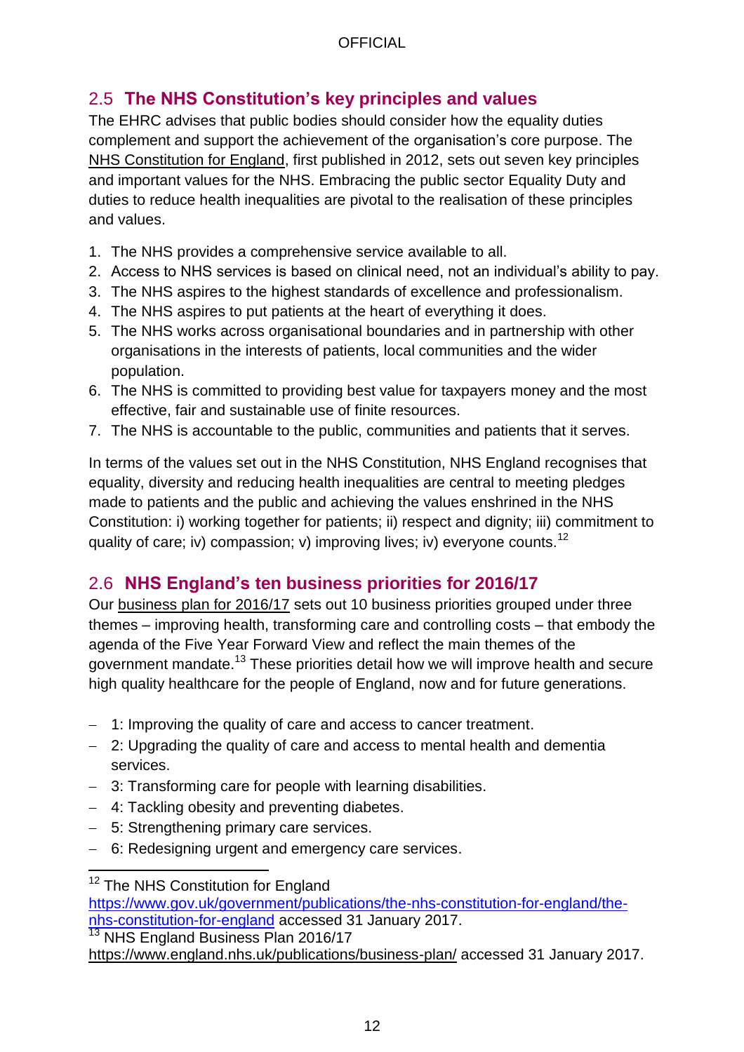## 2.5 The NHS Constitution's key principles and values

The EHRC advises that public bodies should consider how the equality duties complement and support the achievement of the organisation's core purpose. The NHS Constitution for England, first published in 2012, sets out seven key principles and important values for the NHS. Embracing the public sector Equality Duty and duties to reduce health inequalities are pivotal to the realisation of these principles and values.

1. The NHS provides a comprehensive service available to all.
2. Access to NHS services is based on clinical need, not an individual's ability to pay.
3. The NHS aspires to the highest standards of excellence and professionalism.
4. The NHS aspires to put patients at the heart of everything it does.
5. The NHS works across organisational boundaries and in partnership with other organisations in the interests of patients, local communities and the wider population.
6. The NHS is committed to providing best value for taxpayers money and the most effective, fair and sustainable use of finite resources.
7. The NHS is accountable to the public, communities and patients that it serves.

In terms of the values set out in the NHS Constitution, NHS England recognises that equality, diversity and reducing health inequalities are central to meeting pledges made to patients and the public and achieving the values enshrined in the NHS Constitution: i) working together for patients; ii) respect and dignity; iii) commitment to quality of care; iv) compassion; v) improving lives; iv) everyone counts.[12]

## 2.6 NHS England's ten business priorities for 2016/17

Our business plan for 2016/17 sets out 10 business priorities grouped under three themes – improving health, transforming care and controlling costs – that embody the agenda of the Five Year Forward View and reflect the main themes of the government mandate.[13] These priorities detail how we will improve health and secure high quality healthcare for the people of England, now and for future generations.

- 1: Improving the quality of care and access to cancer treatment.
- 2: Upgrading the quality of care and access to mental health and dementia services.
- 3: Transforming care for people with learning disabilities.
- 4: Tackling obesity and preventing diabetes.
- 5: Strengthening primary care services.
- 6: Redesigning urgent and emergency care services.

---

[12] The NHS Constitution for England https://www.gov.uk/government/publications/the-nhs-constitution-for-england/the-nhs-constitution-for-england accessed 31 January 2017.

[13] NHS England Business Plan 2016/17 https://www.england.nhs.uk/publications/business-plan/ accessed 31 January 2017.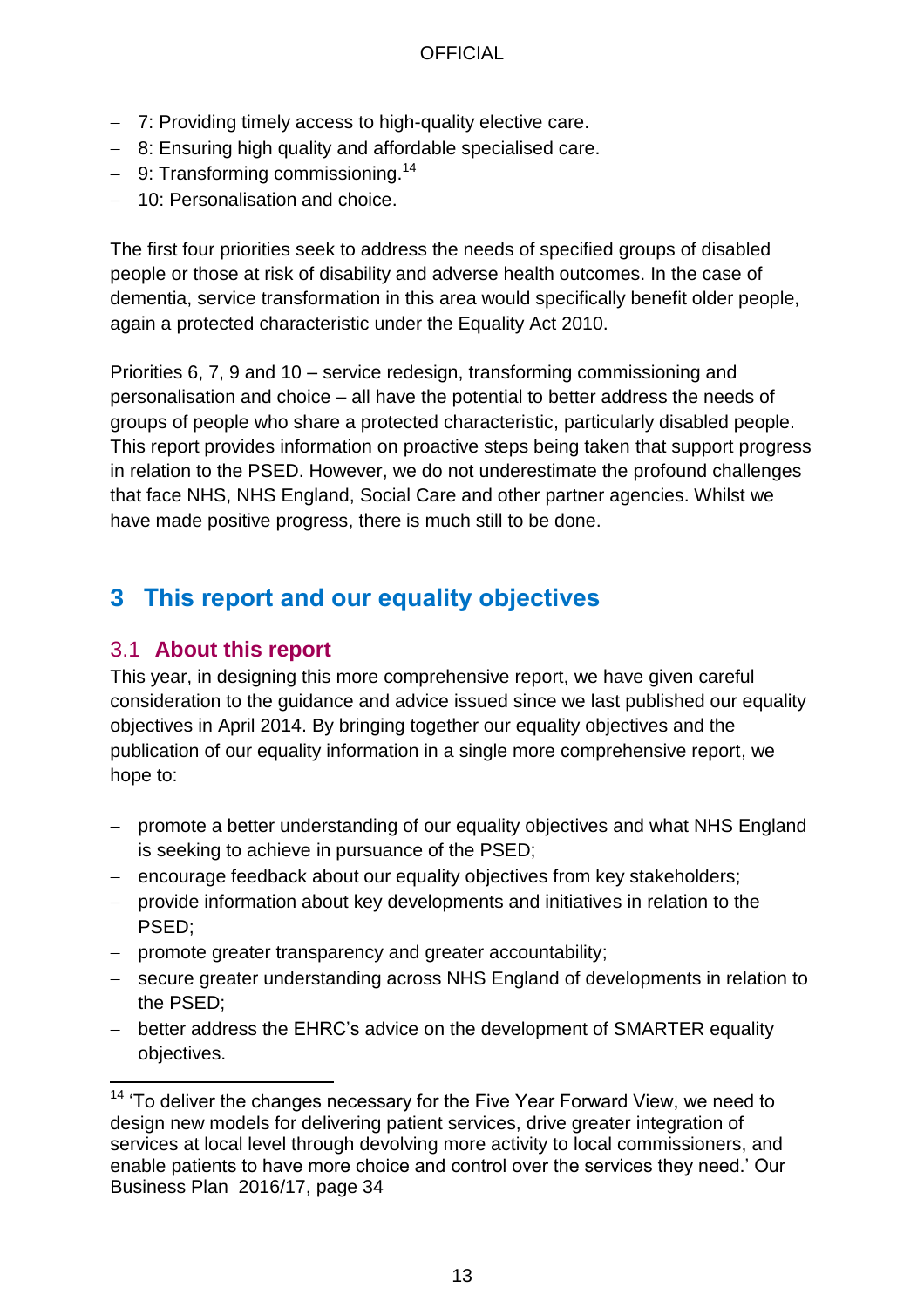- 7: Providing timely access to high-quality elective care.
- 8: Ensuring high quality and affordable specialised care.
- 9: Transforming commissioning.[14]
- 10: Personalisation and choice.

The first four priorities seek to address the needs of specified groups of disabled people or those at risk of disability and adverse health outcomes. In the case of dementia, service transformation in this area would specifically benefit older people, again a protected characteristic under the Equality Act 2010.

Priorities 6, 7, 9 and 10 – service redesign, transforming commissioning and personalisation and choice – all have the potential to better address the needs of groups of people who share a protected characteristic, particularly disabled people. This report provides information on proactive steps being taken that support progress in relation to the PSED. However, we do not underestimate the profound challenges that face NHS, NHS England, Social Care and other partner agencies. Whilst we have made positive progress, there is much still to be done.

# 3 This report and our equality objectives

## 3.1 About this report

This year, in designing this more comprehensive report, we have given careful consideration to the guidance and advice issued since we last published our equality objectives in April 2014. By bringing together our equality objectives and the publication of our equality information in a single more comprehensive report, we hope to:

- promote a better understanding of our equality objectives and what NHS England is seeking to achieve in pursuance of the PSED;
- encourage feedback about our equality objectives from key stakeholders;
- provide information about key developments and initiatives in relation to the PSED;
- promote greater transparency and greater accountability;
- secure greater understanding across NHS England of developments in relation to the PSED;
- better address the EHRC's advice on the development of SMARTER equality objectives.

[14] 'To deliver the changes necessary for the Five Year Forward View, we need to design new models for delivering patient services, drive greater integration of services at local level through devolving more activity to local commissioners, and enable patients to have more choice and control over the services they need.' Our Business Plan 2016/17, page 34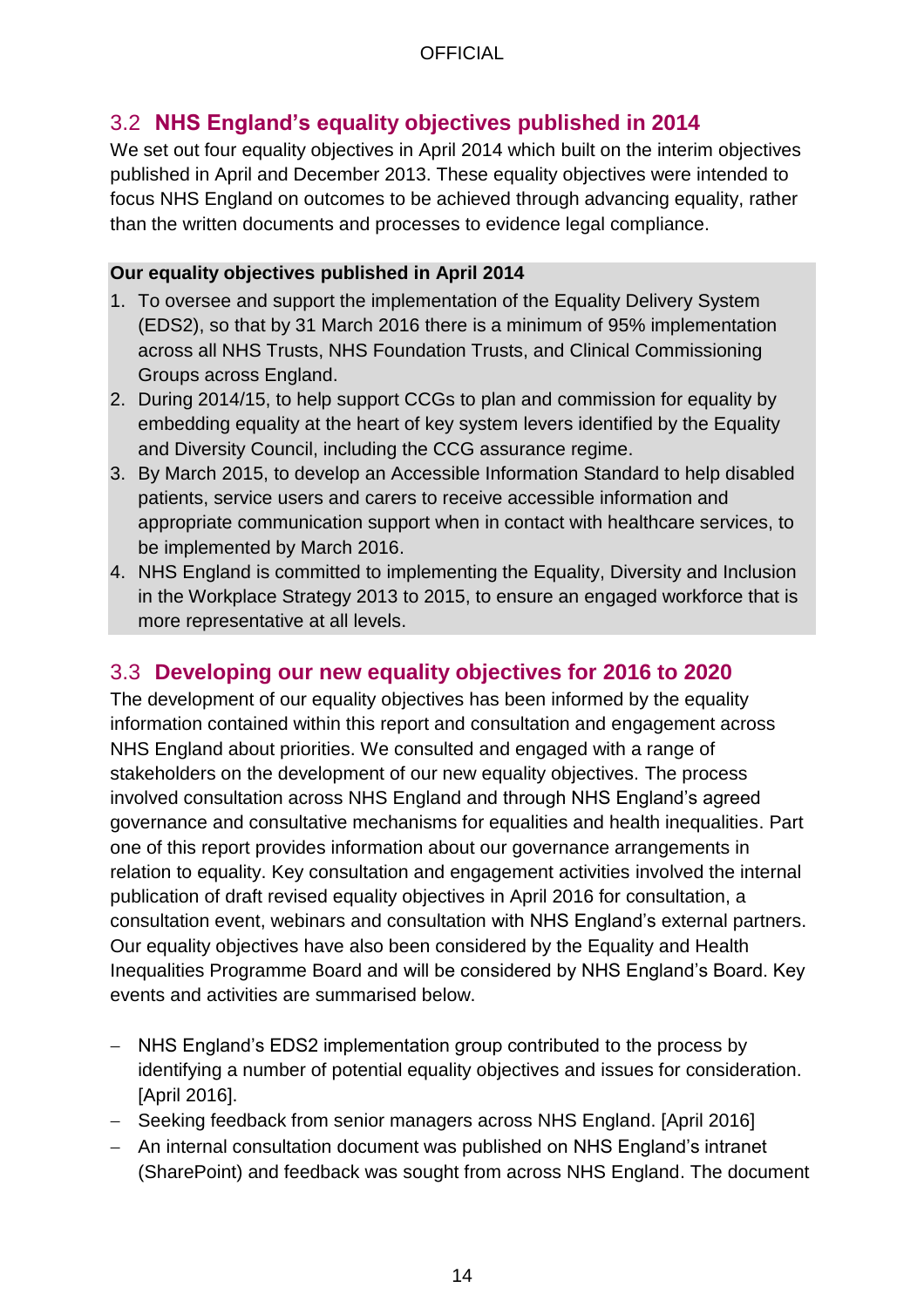## 3.2 NHS England's equality objectives published in 2014

We set out four equality objectives in April 2014 which built on the interim objectives published in April and December 2013. These equality objectives were intended to focus NHS England on outcomes to be achieved through advancing equality, rather than the written documents and processes to evidence legal compliance.

**Our equality objectives published in April 2014**

1. To oversee and support the implementation of the Equality Delivery System (EDS2), so that by 31 March 2016 there is a minimum of 95% implementation across all NHS Trusts, NHS Foundation Trusts, and Clinical Commissioning Groups across England.
2. During 2014/15, to help support CCGs to plan and commission for equality by embedding equality at the heart of key system levers identified by the Equality and Diversity Council, including the CCG assurance regime.
3. By March 2015, to develop an Accessible Information Standard to help disabled patients, service users and carers to receive accessible information and appropriate communication support when in contact with healthcare services, to be implemented by March 2016.
4. NHS England is committed to implementing the Equality, Diversity and Inclusion in the Workplace Strategy 2013 to 2015, to ensure an engaged workforce that is more representative at all levels.

## 3.3 Developing our new equality objectives for 2016 to 2020

The development of our equality objectives has been informed by the equality information contained within this report and consultation and engagement across NHS England about priorities. We consulted and engaged with a range of stakeholders on the development of our new equality objectives. The process involved consultation across NHS England and through NHS England's agreed governance and consultative mechanisms for equalities and health inequalities. Part one of this report provides information about our governance arrangements in relation to equality. Key consultation and engagement activities involved the internal publication of draft revised equality objectives in April 2016 for consultation, a consultation event, webinars and consultation with NHS England's external partners. Our equality objectives have also been considered by the Equality and Health Inequalities Programme Board and will be considered by NHS England's Board. Key events and activities are summarised below.

- NHS England's EDS2 implementation group contributed to the process by identifying a number of potential equality objectives and issues for consideration. [April 2016].
- Seeking feedback from senior managers across NHS England. [April 2016]
- An internal consultation document was published on NHS England's intranet (SharePoint) and feedback was sought from across NHS England. The document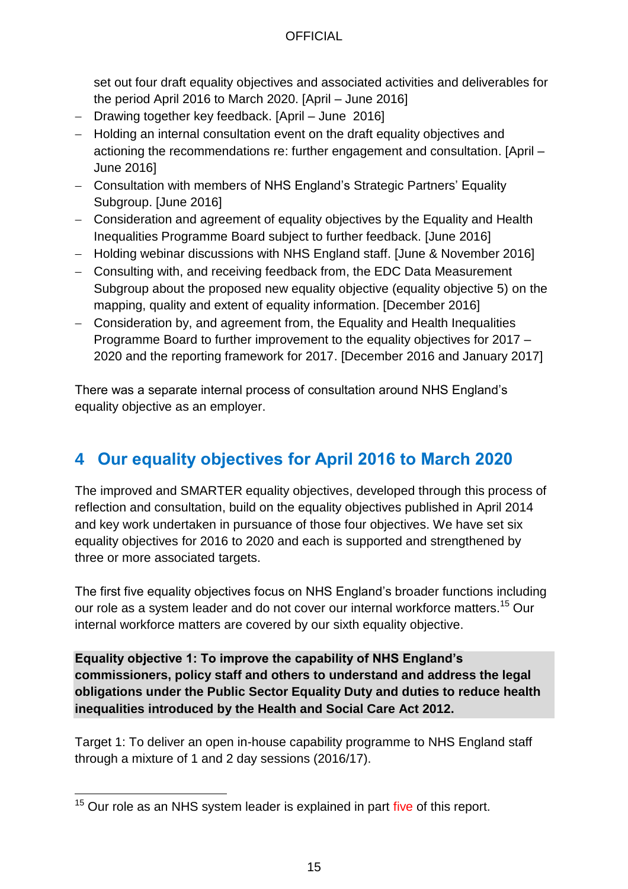set out four draft equality objectives and associated activities and deliverables for the period April 2016 to March 2020. [April – June 2016]

- Drawing together key feedback. [April – June 2016]
- Holding an internal consultation event on the draft equality objectives and actioning the recommendations re: further engagement and consultation. [April – June 2016]
- Consultation with members of NHS England's Strategic Partners' Equality Subgroup. [June 2016]
- Consideration and agreement of equality objectives by the Equality and Health Inequalities Programme Board subject to further feedback. [June 2016]
- Holding webinar discussions with NHS England staff. [June & November 2016]
- Consulting with, and receiving feedback from, the EDC Data Measurement Subgroup about the proposed new equality objective (equality objective 5) on the mapping, quality and extent of equality information. [December 2016]
- Consideration by, and agreement from, the Equality and Health Inequalities Programme Board to further improvement to the equality objectives for 2017 – 2020 and the reporting framework for 2017. [December 2016 and January 2017]

There was a separate internal process of consultation around NHS England's equality objective as an employer.

# 4 Our equality objectives for April 2016 to March 2020

The improved and SMARTER equality objectives, developed through this process of reflection and consultation, build on the equality objectives published in April 2014 and key work undertaken in pursuance of those four objectives. We have set six equality objectives for 2016 to 2020 and each is supported and strengthened by three or more associated targets.

The first five equality objectives focus on NHS England's broader functions including our role as a system leader and do not cover our internal workforce matters.[15] Our internal workforce matters are covered by our sixth equality objective.

**Equality objective 1: To improve the capability of NHS England's commissioners, policy staff and others to understand and address the legal obligations under the Public Sector Equality Duty and duties to reduce health inequalities introduced by the Health and Social Care Act 2012.**

Target 1: To deliver an open in-house capability programme to NHS England staff through a mixture of 1 and 2 day sessions (2016/17).

[15] Our role as an NHS system leader is explained in part five of this report.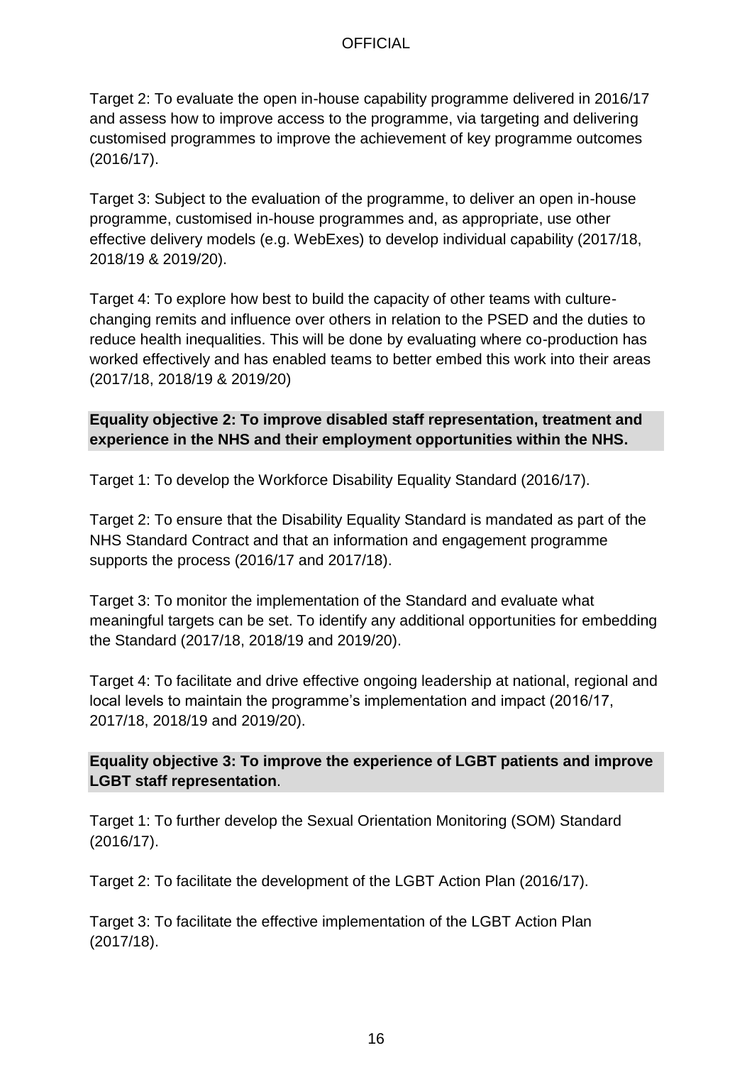Target 2: To evaluate the open in-house capability programme delivered in 2016/17 and assess how to improve access to the programme, via targeting and delivering customised programmes to improve the achievement of key programme outcomes (2016/17).

Target 3: Subject to the evaluation of the programme, to deliver an open in-house programme, customised in-house programmes and, as appropriate, use other effective delivery models (e.g. WebExes) to develop individual capability (2017/18, 2018/19 & 2019/20).

Target 4: To explore how best to build the capacity of other teams with culture-changing remits and influence over others in relation to the PSED and the duties to reduce health inequalities. This will be done by evaluating where co-production has worked effectively and has enabled teams to better embed this work into their areas (2017/18, 2018/19 & 2019/20)

**Equality objective 2: To improve disabled staff representation, treatment and experience in the NHS and their employment opportunities within the NHS.**

Target 1: To develop the Workforce Disability Equality Standard (2016/17).

Target 2: To ensure that the Disability Equality Standard is mandated as part of the NHS Standard Contract and that an information and engagement programme supports the process (2016/17 and 2017/18).

Target 3: To monitor the implementation of the Standard and evaluate what meaningful targets can be set. To identify any additional opportunities for embedding the Standard (2017/18, 2018/19 and 2019/20).

Target 4: To facilitate and drive effective ongoing leadership at national, regional and local levels to maintain the programme's implementation and impact (2016/17, 2017/18, 2018/19 and 2019/20).

**Equality objective 3: To improve the experience of LGBT patients and improve LGBT staff representation**.

Target 1: To further develop the Sexual Orientation Monitoring (SOM) Standard (2016/17).

Target 2: To facilitate the development of the LGBT Action Plan (2016/17).

Target 3: To facilitate the effective implementation of the LGBT Action Plan (2017/18).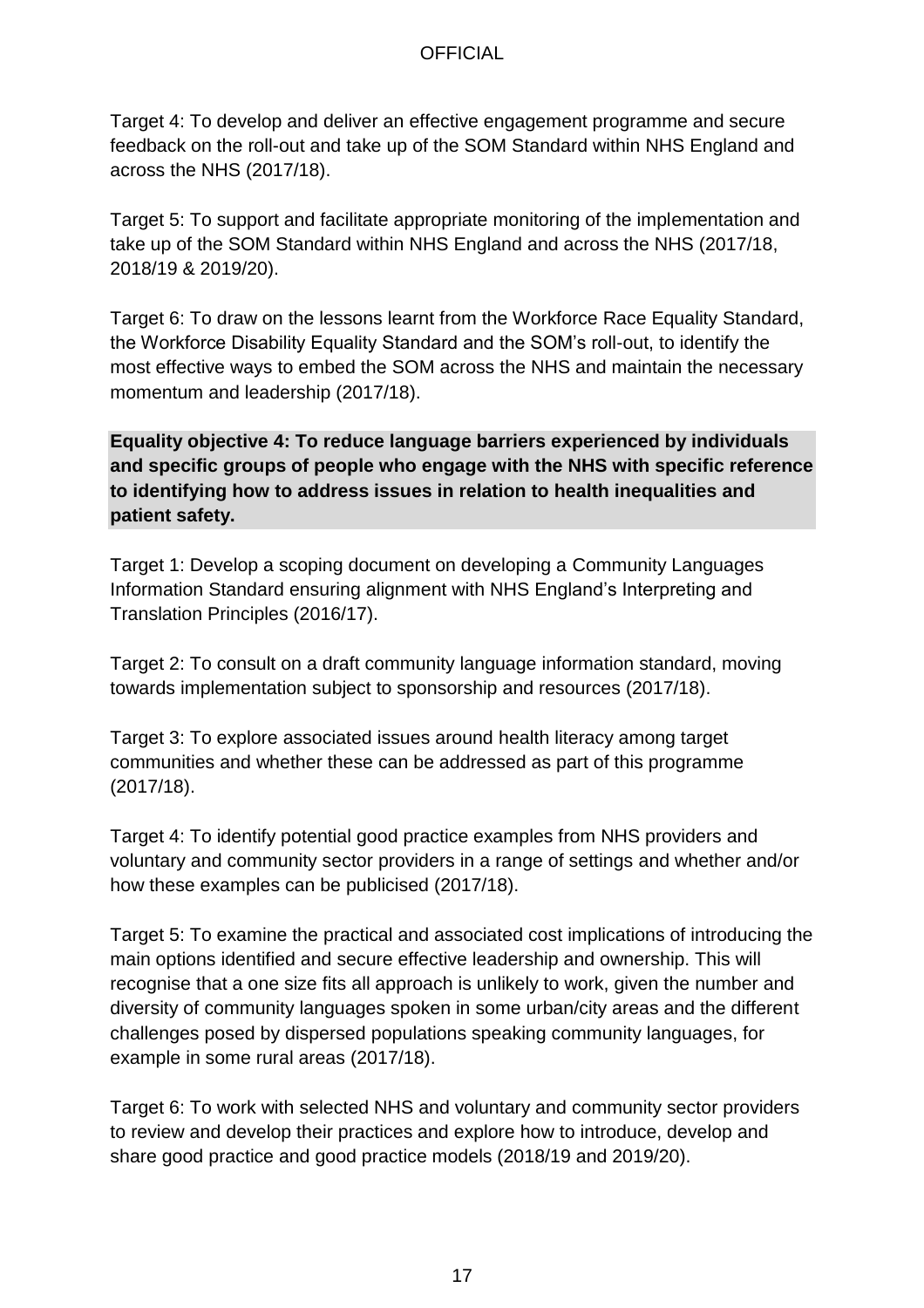Target 4: To develop and deliver an effective engagement programme and secure feedback on the roll-out and take up of the SOM Standard within NHS England and across the NHS (2017/18).

Target 5: To support and facilitate appropriate monitoring of the implementation and take up of the SOM Standard within NHS England and across the NHS (2017/18, 2018/19 & 2019/20).

Target 6: To draw on the lessons learnt from the Workforce Race Equality Standard, the Workforce Disability Equality Standard and the SOM's roll-out, to identify the most effective ways to embed the SOM across the NHS and maintain the necessary momentum and leadership (2017/18).

**Equality objective 4: To reduce language barriers experienced by individuals and specific groups of people who engage with the NHS with specific reference to identifying how to address issues in relation to health inequalities and patient safety.**

Target 1: Develop a scoping document on developing a Community Languages Information Standard ensuring alignment with NHS England's Interpreting and Translation Principles (2016/17).

Target 2: To consult on a draft community language information standard, moving towards implementation subject to sponsorship and resources (2017/18).

Target 3: To explore associated issues around health literacy among target communities and whether these can be addressed as part of this programme (2017/18).

Target 4: To identify potential good practice examples from NHS providers and voluntary and community sector providers in a range of settings and whether and/or how these examples can be publicised (2017/18).

Target 5: To examine the practical and associated cost implications of introducing the main options identified and secure effective leadership and ownership. This will recognise that a one size fits all approach is unlikely to work, given the number and diversity of community languages spoken in some urban/city areas and the different challenges posed by dispersed populations speaking community languages, for example in some rural areas (2017/18).

Target 6: To work with selected NHS and voluntary and community sector providers to review and develop their practices and explore how to introduce, develop and share good practice and good practice models (2018/19 and 2019/20).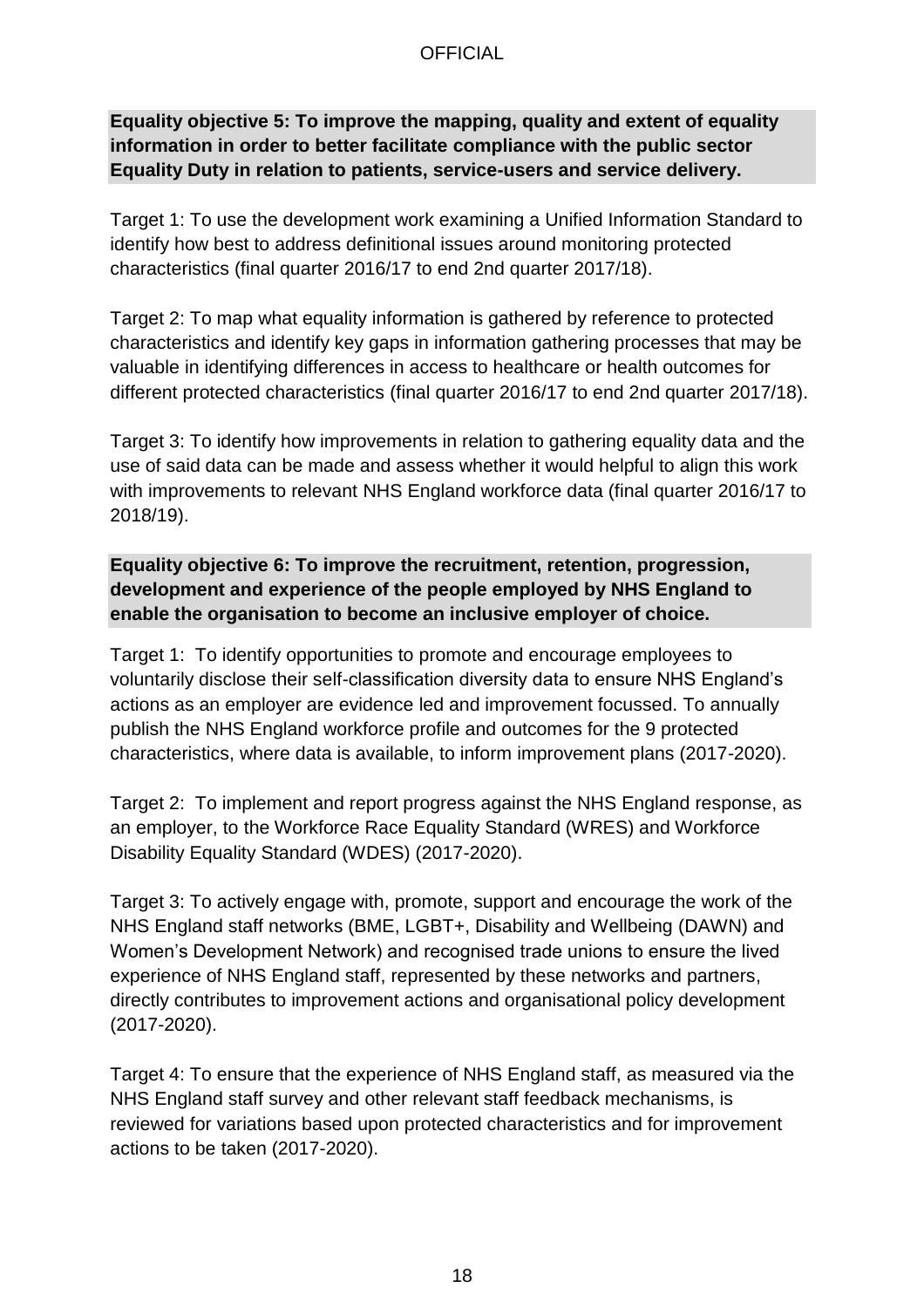**Equality objective 5: To improve the mapping, quality and extent of equality information in order to better facilitate compliance with the public sector Equality Duty in relation to patients, service-users and service delivery.**

Target 1: To use the development work examining a Unified Information Standard to identify how best to address definitional issues around monitoring protected characteristics (final quarter 2016/17 to end 2nd quarter 2017/18).

Target 2: To map what equality information is gathered by reference to protected characteristics and identify key gaps in information gathering processes that may be valuable in identifying differences in access to healthcare or health outcomes for different protected characteristics (final quarter 2016/17 to end 2nd quarter 2017/18).

Target 3: To identify how improvements in relation to gathering equality data and the use of said data can be made and assess whether it would helpful to align this work with improvements to relevant NHS England workforce data (final quarter 2016/17 to 2018/19).

**Equality objective 6: To improve the recruitment, retention, progression, development and experience of the people employed by NHS England to enable the organisation to become an inclusive employer of choice.**

Target 1: To identify opportunities to promote and encourage employees to voluntarily disclose their self-classification diversity data to ensure NHS England's actions as an employer are evidence led and improvement focussed. To annually publish the NHS England workforce profile and outcomes for the 9 protected characteristics, where data is available, to inform improvement plans (2017-2020).

Target 2: To implement and report progress against the NHS England response, as an employer, to the Workforce Race Equality Standard (WRES) and Workforce Disability Equality Standard (WDES) (2017-2020).

Target 3: To actively engage with, promote, support and encourage the work of the NHS England staff networks (BME, LGBT+, Disability and Wellbeing (DAWN) and Women's Development Network) and recognised trade unions to ensure the lived experience of NHS England staff, represented by these networks and partners, directly contributes to improvement actions and organisational policy development (2017-2020).

Target 4: To ensure that the experience of NHS England staff, as measured via the NHS England staff survey and other relevant staff feedback mechanisms, is reviewed for variations based upon protected characteristics and for improvement actions to be taken (2017-2020).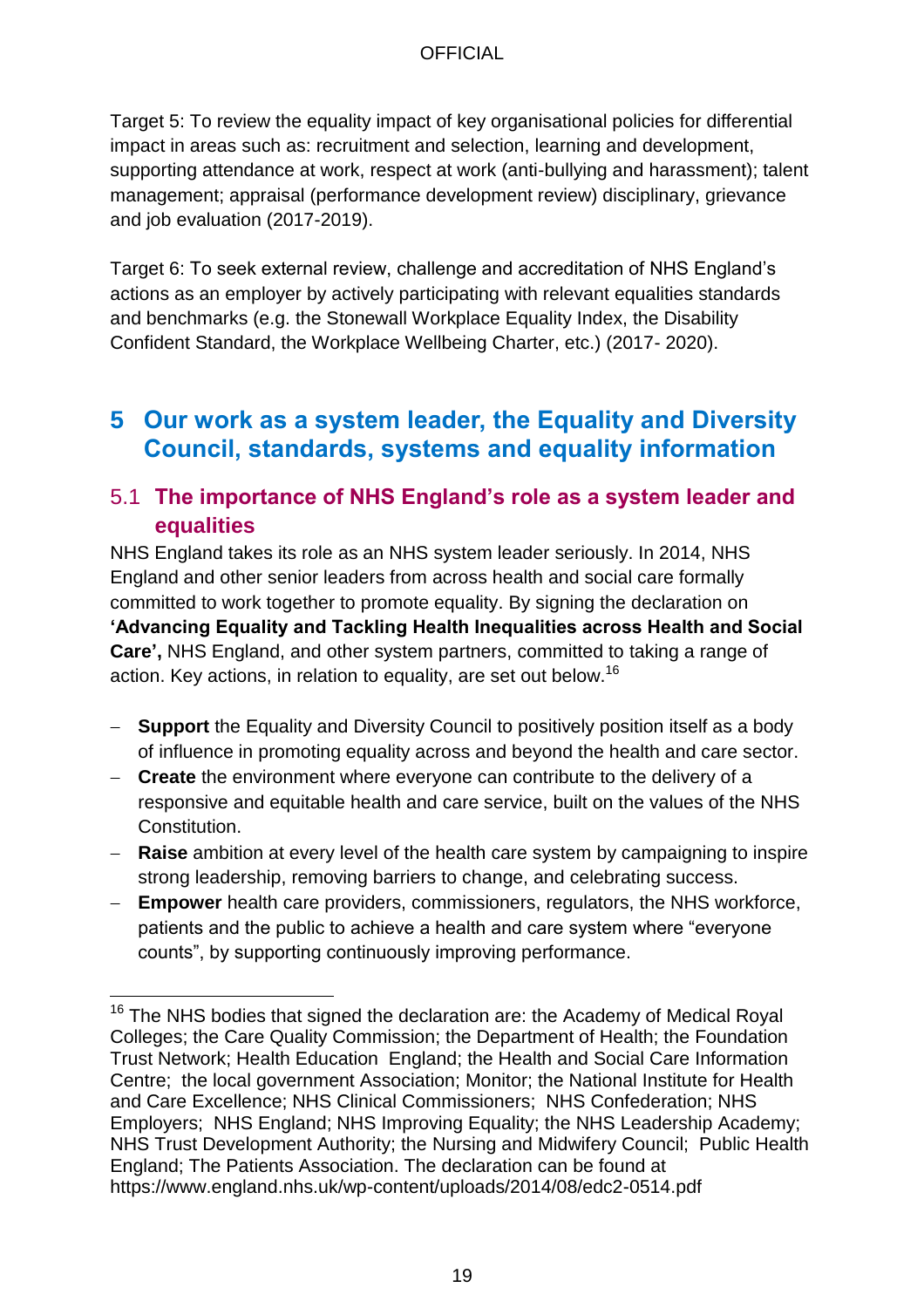Target 5: To review the equality impact of key organisational policies for differential impact in areas such as: recruitment and selection, learning and development, supporting attendance at work, respect at work (anti-bullying and harassment); talent management; appraisal (performance development review) disciplinary, grievance and job evaluation (2017-2019).

Target 6: To seek external review, challenge and accreditation of NHS England's actions as an employer by actively participating with relevant equalities standards and benchmarks (e.g. the Stonewall Workplace Equality Index, the Disability Confident Standard, the Workplace Wellbeing Charter, etc.) (2017- 2020).

# 5 Our work as a system leader, the Equality and Diversity Council, standards, systems and equality information

## 5.1 The importance of NHS England's role as a system leader and equalities

NHS England takes its role as an NHS system leader seriously. In 2014, NHS England and other senior leaders from across health and social care formally committed to work together to promote equality. By signing the declaration on **'Advancing Equality and Tackling Health Inequalities across Health and Social Care',** NHS England, and other system partners, committed to taking a range of action. Key actions, in relation to equality, are set out below.[16]

- **Support** the Equality and Diversity Council to positively position itself as a body of influence in promoting equality across and beyond the health and care sector.
- **Create** the environment where everyone can contribute to the delivery of a responsive and equitable health and care service, built on the values of the NHS Constitution.
- **Raise** ambition at every level of the health care system by campaigning to inspire strong leadership, removing barriers to change, and celebrating success.
- **Empower** health care providers, commissioners, regulators, the NHS workforce, patients and the public to achieve a health and care system where "everyone counts", by supporting continuously improving performance.

[16] The NHS bodies that signed the declaration are: the Academy of Medical Royal Colleges; the Care Quality Commission; the Department of Health; the Foundation Trust Network; Health Education England; the Health and Social Care Information Centre; the local government Association; Monitor; the National Institute for Health and Care Excellence; NHS Clinical Commissioners; NHS Confederation; NHS Employers; NHS England; NHS Improving Equality; the NHS Leadership Academy; NHS Trust Development Authority; the Nursing and Midwifery Council; Public Health England; The Patients Association. The declaration can be found at https://www.england.nhs.uk/wp-content/uploads/2014/08/edc2-0514.pdf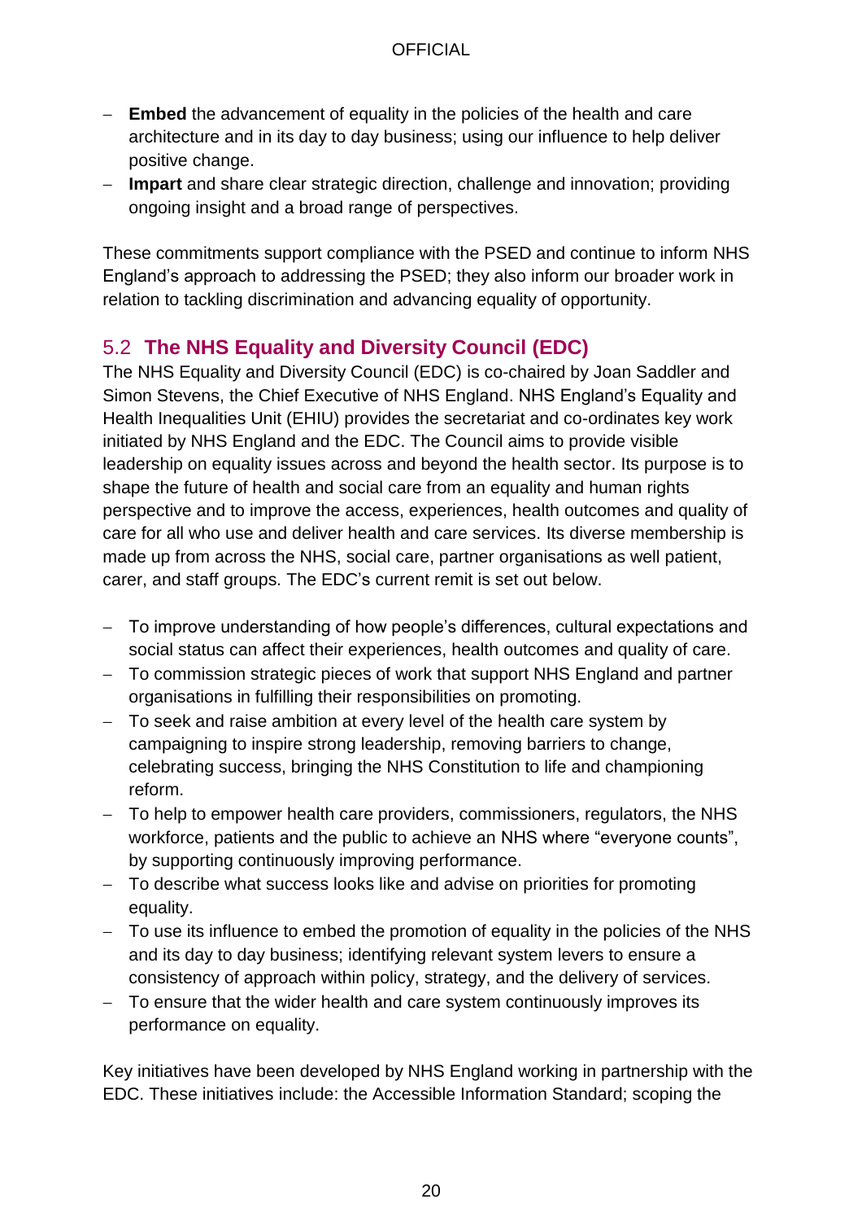- **Embed** the advancement of equality in the policies of the health and care architecture and in its day to day business; using our influence to help deliver positive change.
- **Impart** and share clear strategic direction, challenge and innovation; providing ongoing insight and a broad range of perspectives.

These commitments support compliance with the PSED and continue to inform NHS England's approach to addressing the PSED; they also inform our broader work in relation to tackling discrimination and advancing equality of opportunity.

## 5.2 The NHS Equality and Diversity Council (EDC)

The NHS Equality and Diversity Council (EDC) is co-chaired by Joan Saddler and Simon Stevens, the Chief Executive of NHS England. NHS England's Equality and Health Inequalities Unit (EHIU) provides the secretariat and co-ordinates key work initiated by NHS England and the EDC. The Council aims to provide visible leadership on equality issues across and beyond the health sector. Its purpose is to shape the future of health and social care from an equality and human rights perspective and to improve the access, experiences, health outcomes and quality of care for all who use and deliver health and care services. Its diverse membership is made up from across the NHS, social care, partner organisations as well patient, carer, and staff groups. The EDC's current remit is set out below.

- To improve understanding of how people's differences, cultural expectations and social status can affect their experiences, health outcomes and quality of care.
- To commission strategic pieces of work that support NHS England and partner organisations in fulfilling their responsibilities on promoting.
- To seek and raise ambition at every level of the health care system by campaigning to inspire strong leadership, removing barriers to change, celebrating success, bringing the NHS Constitution to life and championing reform.
- To help to empower health care providers, commissioners, regulators, the NHS workforce, patients and the public to achieve an NHS where "everyone counts", by supporting continuously improving performance.
- To describe what success looks like and advise on priorities for promoting equality.
- To use its influence to embed the promotion of equality in the policies of the NHS and its day to day business; identifying relevant system levers to ensure a consistency of approach within policy, strategy, and the delivery of services.
- To ensure that the wider health and care system continuously improves its performance on equality.

Key initiatives have been developed by NHS England working in partnership with the EDC. These initiatives include: the Accessible Information Standard; scoping the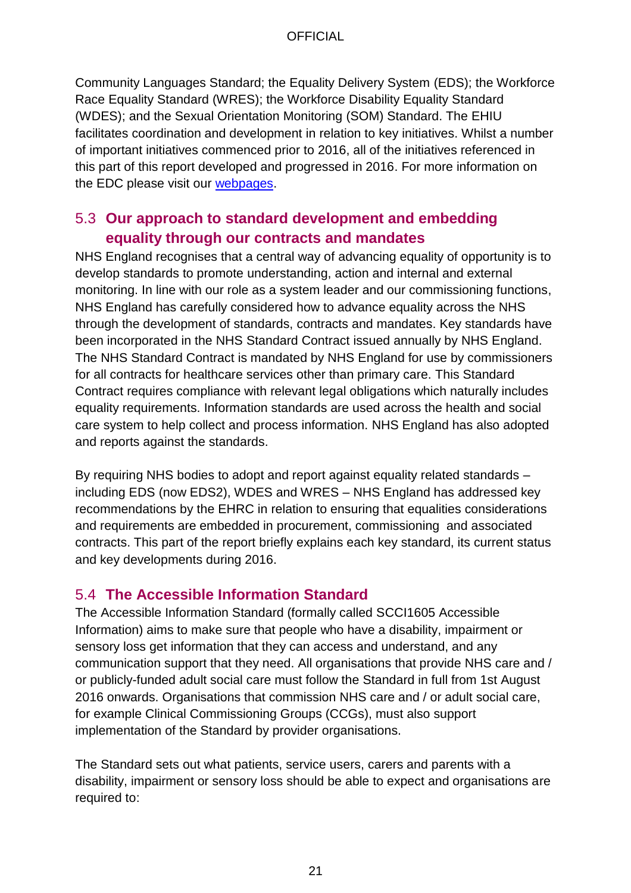Community Languages Standard; the Equality Delivery System (EDS); the Workforce Race Equality Standard (WRES); the Workforce Disability Equality Standard (WDES); and the Sexual Orientation Monitoring (SOM) Standard. The EHIU facilitates coordination and development in relation to key initiatives. Whilst a number of important initiatives commenced prior to 2016, all of the initiatives referenced in this part of this report developed and progressed in 2016. For more information on the EDC please visit our webpages.

## 5.3 Our approach to standard development and embedding equality through our contracts and mandates

NHS England recognises that a central way of advancing equality of opportunity is to develop standards to promote understanding, action and internal and external monitoring. In line with our role as a system leader and our commissioning functions, NHS England has carefully considered how to advance equality across the NHS through the development of standards, contracts and mandates. Key standards have been incorporated in the NHS Standard Contract issued annually by NHS England. The NHS Standard Contract is mandated by NHS England for use by commissioners for all contracts for healthcare services other than primary care. This Standard Contract requires compliance with relevant legal obligations which naturally includes equality requirements. Information standards are used across the health and social care system to help collect and process information. NHS England has also adopted and reports against the standards.

By requiring NHS bodies to adopt and report against equality related standards – including EDS (now EDS2), WDES and WRES – NHS England has addressed key recommendations by the EHRC in relation to ensuring that equalities considerations and requirements are embedded in procurement, commissioning and associated contracts. This part of the report briefly explains each key standard, its current status and key developments during 2016.

## 5.4 The Accessible Information Standard

The Accessible Information Standard (formally called SCCI1605 Accessible Information) aims to make sure that people who have a disability, impairment or sensory loss get information that they can access and understand, and any communication support that they need. All organisations that provide NHS care and / or publicly-funded adult social care must follow the Standard in full from 1st August 2016 onwards. Organisations that commission NHS care and / or adult social care, for example Clinical Commissioning Groups (CCGs), must also support implementation of the Standard by provider organisations.

The Standard sets out what patients, service users, carers and parents with a disability, impairment or sensory loss should be able to expect and organisations are required to: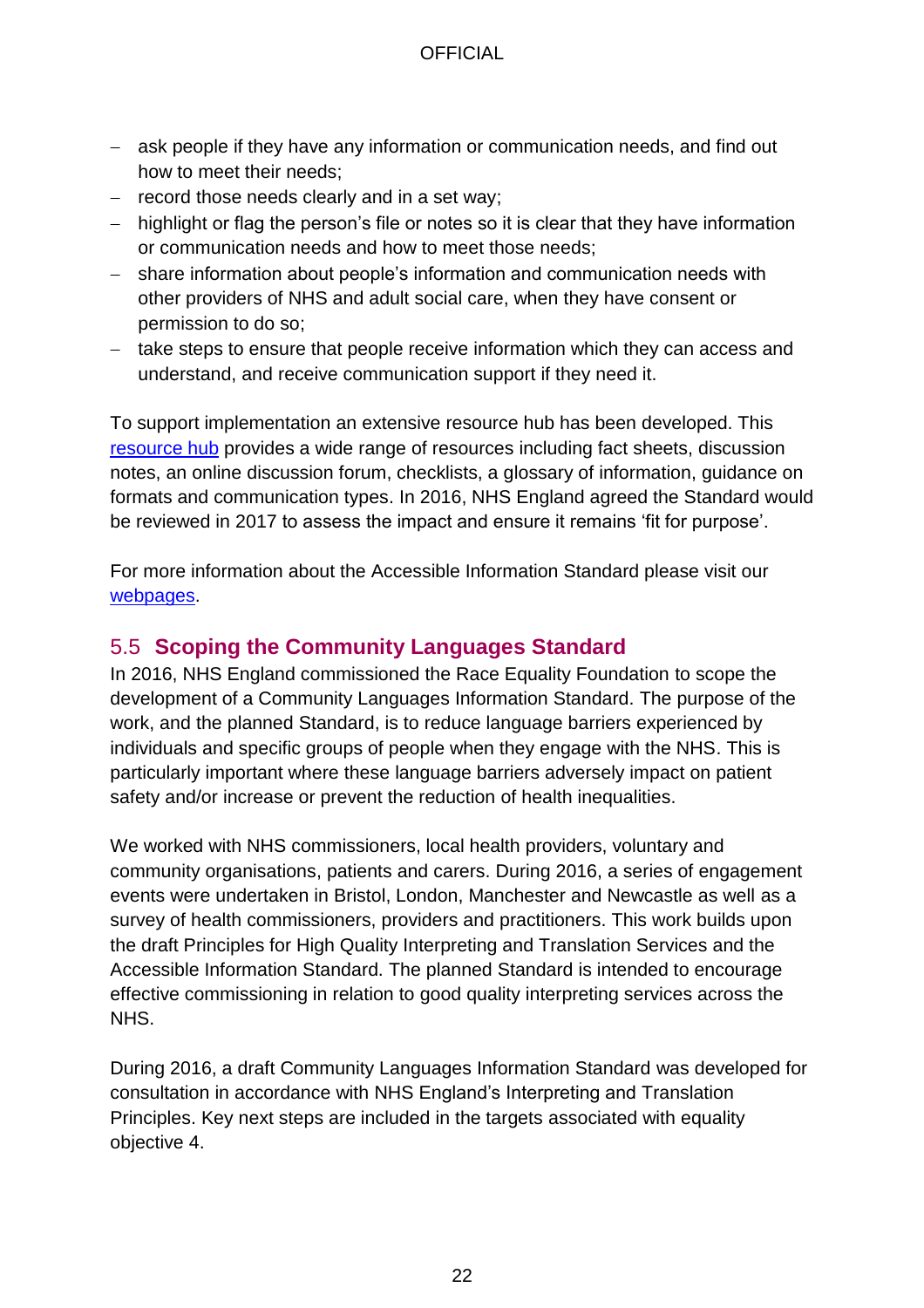- ask people if they have any information or communication needs, and find out how to meet their needs;
- record those needs clearly and in a set way;
- highlight or flag the person's file or notes so it is clear that they have information or communication needs and how to meet those needs;
- share information about people's information and communication needs with other providers of NHS and adult social care, when they have consent or permission to do so;
- take steps to ensure that people receive information which they can access and understand, and receive communication support if they need it.

To support implementation an extensive resource hub has been developed. This resource hub provides a wide range of resources including fact sheets, discussion notes, an online discussion forum, checklists, a glossary of information, guidance on formats and communication types. In 2016, NHS England agreed the Standard would be reviewed in 2017 to assess the impact and ensure it remains 'fit for purpose'.

For more information about the Accessible Information Standard please visit our webpages.

## 5.5 **Scoping the Community Languages Standard**

In 2016, NHS England commissioned the Race Equality Foundation to scope the development of a Community Languages Information Standard. The purpose of the work, and the planned Standard, is to reduce language barriers experienced by individuals and specific groups of people when they engage with the NHS. This is particularly important where these language barriers adversely impact on patient safety and/or increase or prevent the reduction of health inequalities.

We worked with NHS commissioners, local health providers, voluntary and community organisations, patients and carers. During 2016, a series of engagement events were undertaken in Bristol, London, Manchester and Newcastle as well as a survey of health commissioners, providers and practitioners. This work builds upon the draft Principles for High Quality Interpreting and Translation Services and the Accessible Information Standard. The planned Standard is intended to encourage effective commissioning in relation to good quality interpreting services across the NHS.

During 2016, a draft Community Languages Information Standard was developed for consultation in accordance with NHS England's Interpreting and Translation Principles. Key next steps are included in the targets associated with equality objective 4.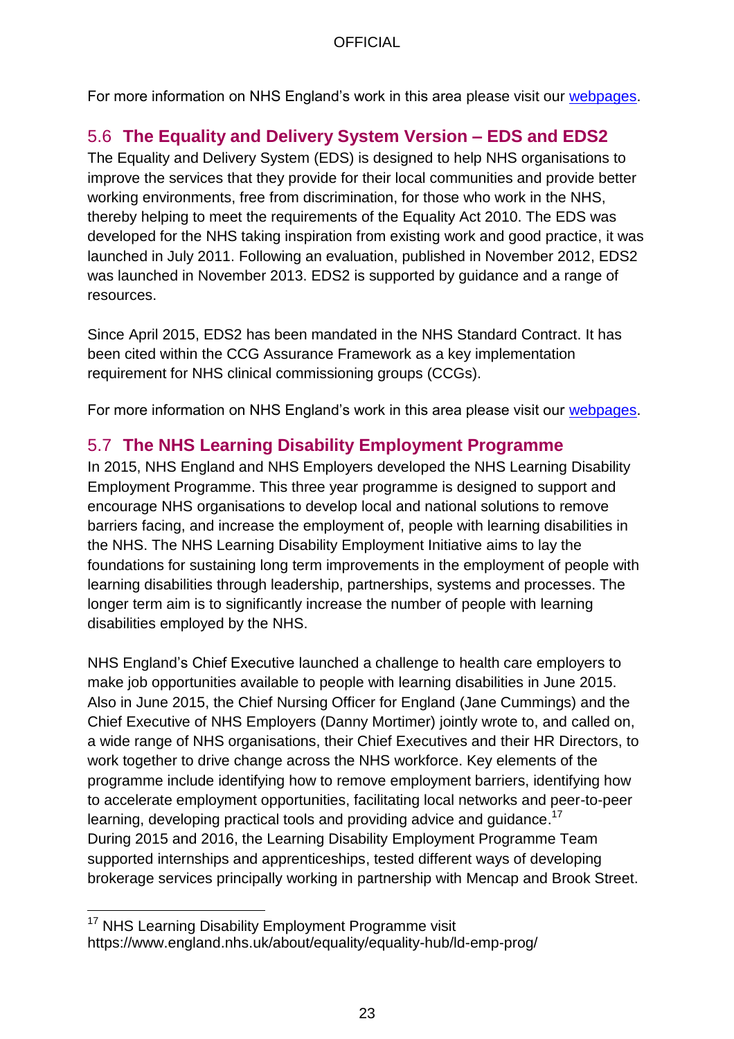For more information on NHS England's work in this area please visit our [webpages](webpages).

## 5.6 The Equality and Delivery System Version – EDS and EDS2

The Equality and Delivery System (EDS) is designed to help NHS organisations to improve the services that they provide for their local communities and provide better working environments, free from discrimination, for those who work in the NHS, thereby helping to meet the requirements of the Equality Act 2010. The EDS was developed for the NHS taking inspiration from existing work and good practice, it was launched in July 2011. Following an evaluation, published in November 2012, EDS2 was launched in November 2013. EDS2 is supported by guidance and a range of resources.

Since April 2015, EDS2 has been mandated in the NHS Standard Contract. It has been cited within the CCG Assurance Framework as a key implementation requirement for NHS clinical commissioning groups (CCGs).

For more information on NHS England's work in this area please visit our [webpages](webpages).

## 5.7 The NHS Learning Disability Employment Programme

In 2015, NHS England and NHS Employers developed the NHS Learning Disability Employment Programme. This three year programme is designed to support and encourage NHS organisations to develop local and national solutions to remove barriers facing, and increase the employment of, people with learning disabilities in the NHS. The NHS Learning Disability Employment Initiative aims to lay the foundations for sustaining long term improvements in the employment of people with learning disabilities through leadership, partnerships, systems and processes. The longer term aim is to significantly increase the number of people with learning disabilities employed by the NHS.

NHS England's Chief Executive launched a challenge to health care employers to make job opportunities available to people with learning disabilities in June 2015. Also in June 2015, the Chief Nursing Officer for England (Jane Cummings) and the Chief Executive of NHS Employers (Danny Mortimer) jointly wrote to, and called on, a wide range of NHS organisations, their Chief Executives and their HR Directors, to work together to drive change across the NHS workforce. Key elements of the programme include identifying how to remove employment barriers, identifying how to accelerate employment opportunities, facilitating local networks and peer-to-peer learning, developing practical tools and providing advice and guidance.[17]
During 2015 and 2016, the Learning Disability Employment Programme Team supported internships and apprenticeships, tested different ways of developing brokerage services principally working in partnership with Mencap and Brook Street.

---

[17] NHS Learning Disability Employment Programme visit https://www.england.nhs.uk/about/equality/equality-hub/ld-emp-prog/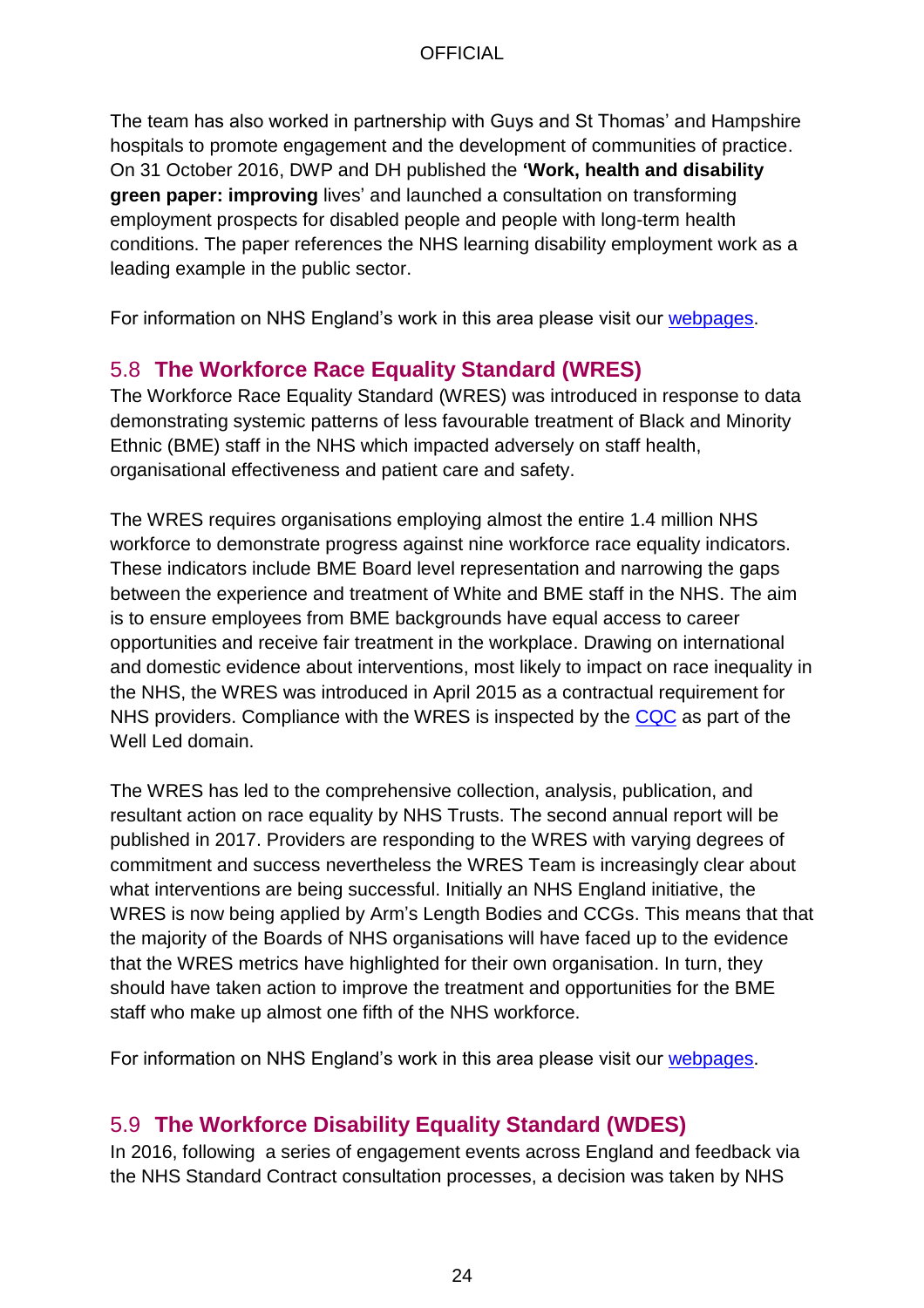The team has also worked in partnership with Guys and St Thomas' and Hampshire hospitals to promote engagement and the development of communities of practice. On 31 October 2016, DWP and DH published the **'Work, health and disability green paper: improving** lives' and launched a consultation on transforming employment prospects for disabled people and people with long-term health conditions. The paper references the NHS learning disability employment work as a leading example in the public sector.

For information on NHS England's work in this area please visit our [webpages](#).

## 5.8 The Workforce Race Equality Standard (WRES)

The Workforce Race Equality Standard (WRES) was introduced in response to data demonstrating systemic patterns of less favourable treatment of Black and Minority Ethnic (BME) staff in the NHS which impacted adversely on staff health, organisational effectiveness and patient care and safety.

The WRES requires organisations employing almost the entire 1.4 million NHS workforce to demonstrate progress against nine workforce race equality indicators. These indicators include BME Board level representation and narrowing the gaps between the experience and treatment of White and BME staff in the NHS. The aim is to ensure employees from BME backgrounds have equal access to career opportunities and receive fair treatment in the workplace. Drawing on international and domestic evidence about interventions, most likely to impact on race inequality in the NHS, the WRES was introduced in April 2015 as a contractual requirement for NHS providers. Compliance with the WRES is inspected by the [CQC](#) as part of the Well Led domain.

The WRES has led to the comprehensive collection, analysis, publication, and resultant action on race equality by NHS Trusts. The second annual report will be published in 2017. Providers are responding to the WRES with varying degrees of commitment and success nevertheless the WRES Team is increasingly clear about what interventions are being successful. Initially an NHS England initiative, the WRES is now being applied by Arm's Length Bodies and CCGs. This means that that the majority of the Boards of NHS organisations will have faced up to the evidence that the WRES metrics have highlighted for their own organisation. In turn, they should have taken action to improve the treatment and opportunities for the BME staff who make up almost one fifth of the NHS workforce.

For information on NHS England's work in this area please visit our [webpages](#).

## 5.9 The Workforce Disability Equality Standard (WDES)

In 2016, following a series of engagement events across England and feedback via the NHS Standard Contract consultation processes, a decision was taken by NHS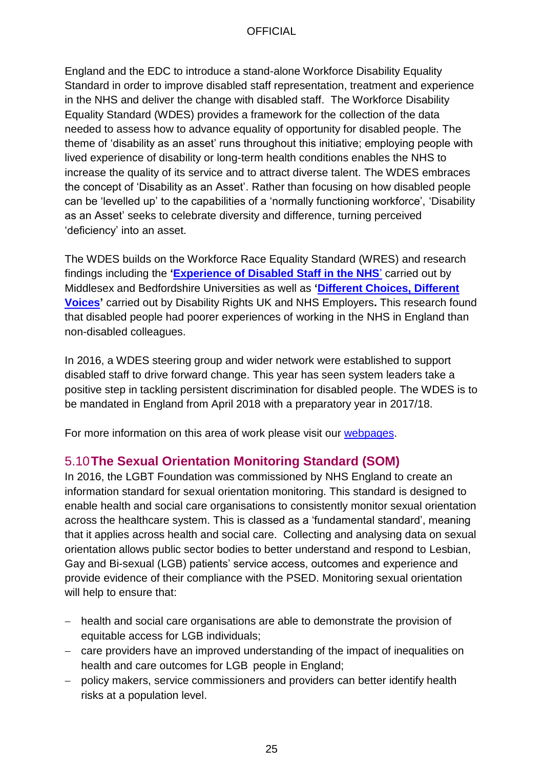England and the EDC to introduce a stand-alone Workforce Disability Equality Standard in order to improve disabled staff representation, treatment and experience in the NHS and deliver the change with disabled staff. The Workforce Disability Equality Standard (WDES) provides a framework for the collection of the data needed to assess how to advance equality of opportunity for disabled people. The theme of 'disability as an asset' runs throughout this initiative; employing people with lived experience of disability or long-term health conditions enables the NHS to increase the quality of its service and to attract diverse talent. The WDES embraces the concept of 'Disability as an Asset'. Rather than focusing on how disabled people can be 'levelled up' to the capabilities of a 'normally functioning workforce', 'Disability as an Asset' seeks to celebrate diversity and difference, turning perceived 'deficiency' into an asset.

The WDES builds on the Workforce Race Equality Standard (WRES) and research findings including the **'Experience of Disabled Staff in the NHS'** carried out by Middlesex and Bedfordshire Universities as well as **'Different Choices, Different Voices'** carried out by Disability Rights UK and NHS Employers**.** This research found that disabled people had poorer experiences of working in the NHS in England than non-disabled colleagues.

In 2016, a WDES steering group and wider network were established to support disabled staff to drive forward change. This year has seen system leaders take a positive step in tackling persistent discrimination for disabled people. The WDES is to be mandated in England from April 2018 with a preparatory year in 2017/18.

For more information on this area of work please visit our webpages.

## 5.10 The Sexual Orientation Monitoring Standard (SOM)

In 2016, the LGBT Foundation was commissioned by NHS England to create an information standard for sexual orientation monitoring. This standard is designed to enable health and social care organisations to consistently monitor sexual orientation across the healthcare system. This is classed as a 'fundamental standard', meaning that it applies across health and social care. Collecting and analysing data on sexual orientation allows public sector bodies to better understand and respond to Lesbian, Gay and Bi-sexual (LGB) patients' service access, outcomes and experience and provide evidence of their compliance with the PSED. Monitoring sexual orientation will help to ensure that:

- health and social care organisations are able to demonstrate the provision of equitable access for LGB individuals;
- care providers have an improved understanding of the impact of inequalities on health and care outcomes for LGB people in England;
- policy makers, service commissioners and providers can better identify health risks at a population level.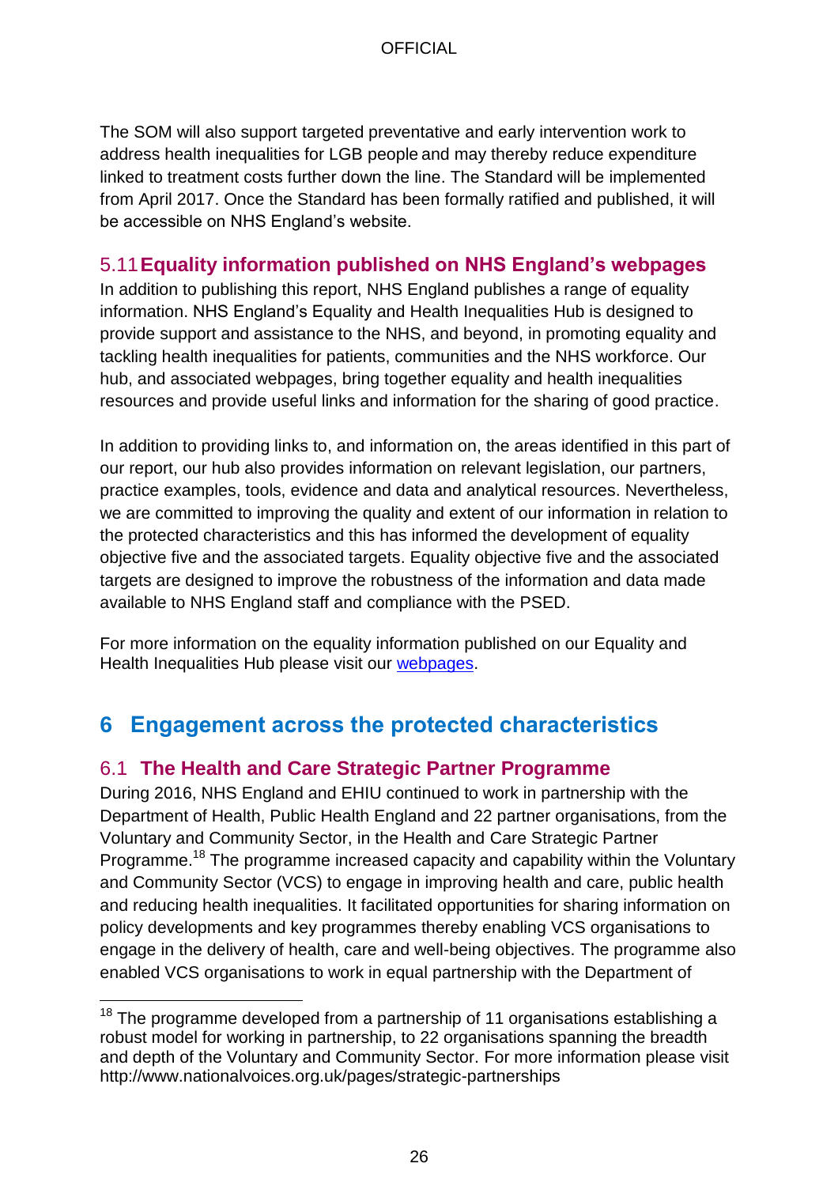The SOM will also support targeted preventative and early intervention work to address health inequalities for LGB people and may thereby reduce expenditure linked to treatment costs further down the line. The Standard will be implemented from April 2017. Once the Standard has been formally ratified and published, it will be accessible on NHS England's website.

### 5.11 Equality information published on NHS England's webpages

In addition to publishing this report, NHS England publishes a range of equality information. NHS England's Equality and Health Inequalities Hub is designed to provide support and assistance to the NHS, and beyond, in promoting equality and tackling health inequalities for patients, communities and the NHS workforce. Our hub, and associated webpages, bring together equality and health inequalities resources and provide useful links and information for the sharing of good practice.

In addition to providing links to, and information on, the areas identified in this part of our report, our hub also provides information on relevant legislation, our partners, practice examples, tools, evidence and data and analytical resources. Nevertheless, we are committed to improving the quality and extent of our information in relation to the protected characteristics and this has informed the development of equality objective five and the associated targets. Equality objective five and the associated targets are designed to improve the robustness of the information and data made available to NHS England staff and compliance with the PSED.

For more information on the equality information published on our Equality and Health Inequalities Hub please visit our webpages.

## 6 Engagement across the protected characteristics

### 6.1 The Health and Care Strategic Partner Programme

During 2016, NHS England and EHIU continued to work in partnership with the Department of Health, Public Health England and 22 partner organisations, from the Voluntary and Community Sector, in the Health and Care Strategic Partner Programme.[18] The programme increased capacity and capability within the Voluntary and Community Sector (VCS) to engage in improving health and care, public health and reducing health inequalities. It facilitated opportunities for sharing information on policy developments and key programmes thereby enabling VCS organisations to engage in the delivery of health, care and well-being objectives. The programme also enabled VCS organisations to work in equal partnership with the Department of

[18] The programme developed from a partnership of 11 organisations establishing a robust model for working in partnership, to 22 organisations spanning the breadth and depth of the Voluntary and Community Sector. For more information please visit http://www.nationalvoices.org.uk/pages/strategic-partnerships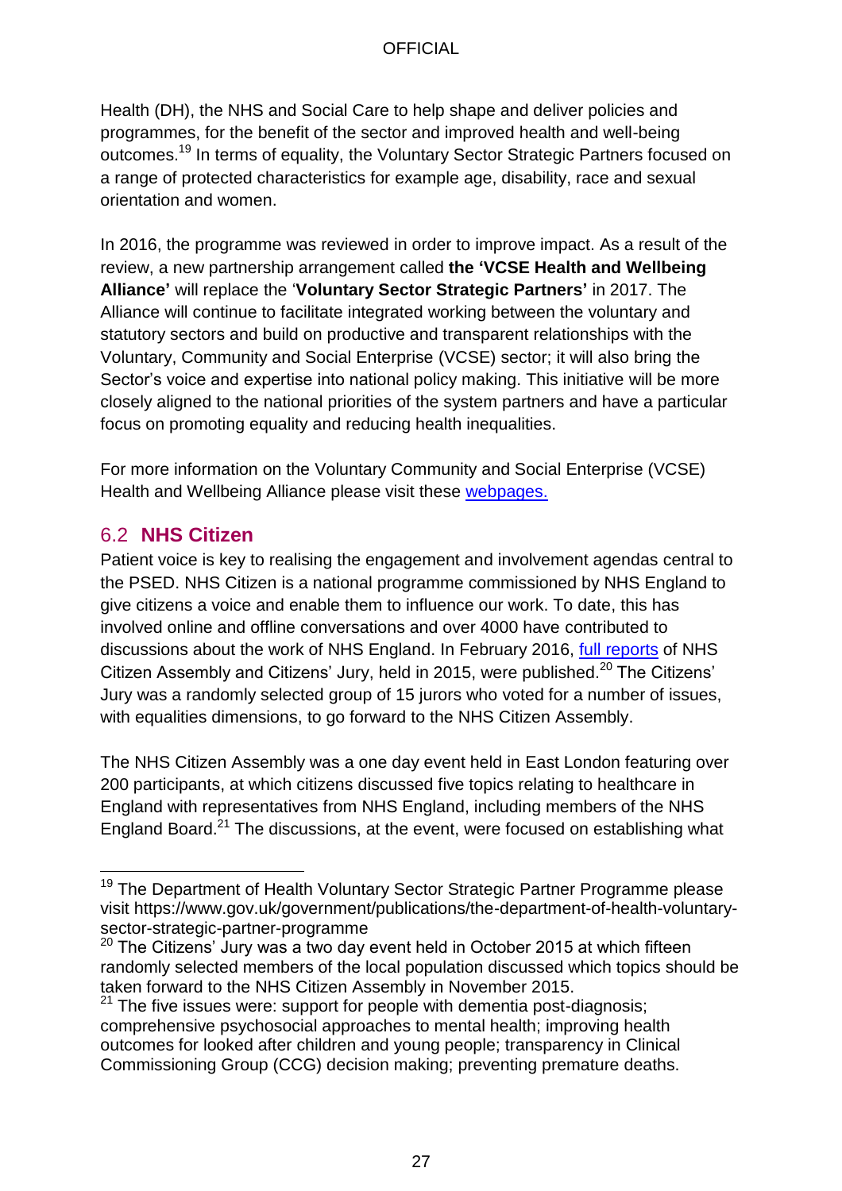Health (DH), the NHS and Social Care to help shape and deliver policies and programmes, for the benefit of the sector and improved health and well-being outcomes.[19] In terms of equality, the Voluntary Sector Strategic Partners focused on a range of protected characteristics for example age, disability, race and sexual orientation and women.

In 2016, the programme was reviewed in order to improve impact. As a result of the review, a new partnership arrangement called **the 'VCSE Health and Wellbeing Alliance'** will replace the '**Voluntary Sector Strategic Partners'** in 2017. The Alliance will continue to facilitate integrated working between the voluntary and statutory sectors and build on productive and transparent relationships with the Voluntary, Community and Social Enterprise (VCSE) sector; it will also bring the Sector's voice and expertise into national policy making. This initiative will be more closely aligned to the national priorities of the system partners and have a particular focus on promoting equality and reducing health inequalities.

For more information on the Voluntary Community and Social Enterprise (VCSE) Health and Wellbeing Alliance please visit these webpages.

## 6.2 **NHS Citizen**

Patient voice is key to realising the engagement and involvement agendas central to the PSED. NHS Citizen is a national programme commissioned by NHS England to give citizens a voice and enable them to influence our work. To date, this has involved online and offline conversations and over 4000 have contributed to discussions about the work of NHS England. In February 2016, full reports of NHS Citizen Assembly and Citizens' Jury, held in 2015, were published.[20] The Citizens' Jury was a randomly selected group of 15 jurors who voted for a number of issues, with equalities dimensions, to go forward to the NHS Citizen Assembly.

The NHS Citizen Assembly was a one day event held in East London featuring over 200 participants, at which citizens discussed five topics relating to healthcare in England with representatives from NHS England, including members of the NHS England Board.[21] The discussions, at the event, were focused on establishing what

---

[19] The Department of Health Voluntary Sector Strategic Partner Programme please visit https://www.gov.uk/government/publications/the-department-of-health-voluntary-sector-strategic-partner-programme

[20] The Citizens' Jury was a two day event held in October 2015 at which fifteen randomly selected members of the local population discussed which topics should be taken forward to the NHS Citizen Assembly in November 2015.

[21] The five issues were: support for people with dementia post-diagnosis; comprehensive psychosocial approaches to mental health; improving health outcomes for looked after children and young people; transparency in Clinical Commissioning Group (CCG) decision making; preventing premature deaths.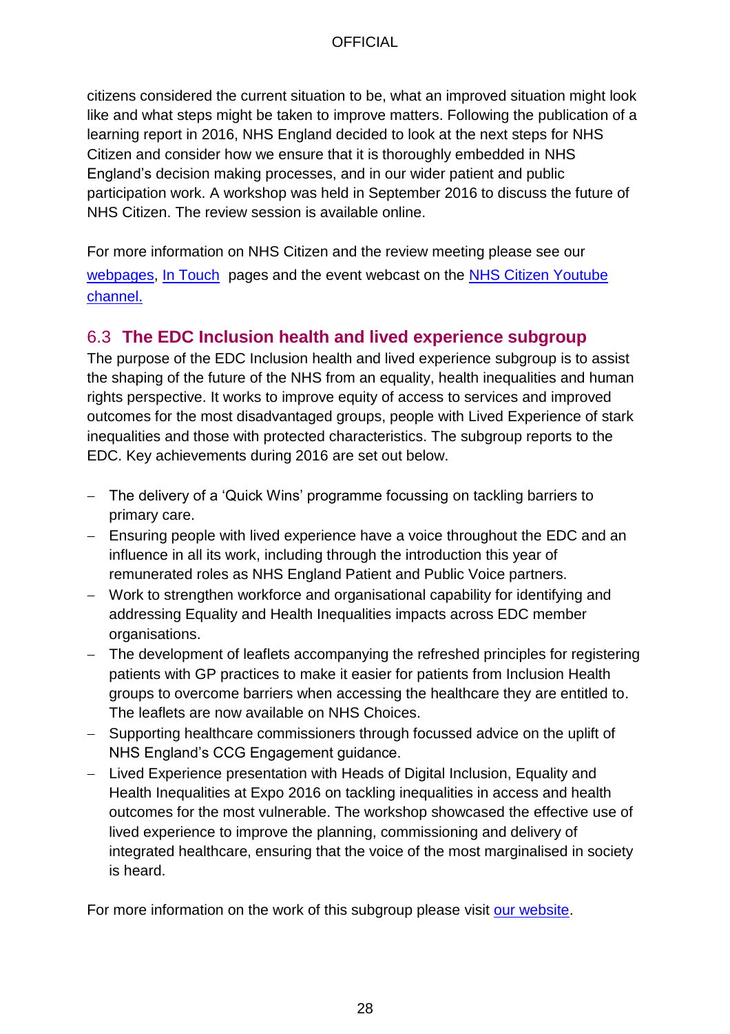citizens considered the current situation to be, what an improved situation might look like and what steps might be taken to improve matters. Following the publication of a learning report in 2016, NHS England decided to look at the next steps for NHS Citizen and consider how we ensure that it is thoroughly embedded in NHS England's decision making processes, and in our wider patient and public participation work. A workshop was held in September 2016 to discuss the future of NHS Citizen. The review session is available online.

For more information on NHS Citizen and the review meeting please see our webpages, In Touch pages and the event webcast on the NHS Citizen Youtube channel.

## 6.3 The EDC Inclusion health and lived experience subgroup

The purpose of the EDC Inclusion health and lived experience subgroup is to assist the shaping of the future of the NHS from an equality, health inequalities and human rights perspective. It works to improve equity of access to services and improved outcomes for the most disadvantaged groups, people with Lived Experience of stark inequalities and those with protected characteristics. The subgroup reports to the EDC. Key achievements during 2016 are set out below.

- The delivery of a 'Quick Wins' programme focussing on tackling barriers to primary care.
- Ensuring people with lived experience have a voice throughout the EDC and an influence in all its work, including through the introduction this year of remunerated roles as NHS England Patient and Public Voice partners.
- Work to strengthen workforce and organisational capability for identifying and addressing Equality and Health Inequalities impacts across EDC member organisations.
- The development of leaflets accompanying the refreshed principles for registering patients with GP practices to make it easier for patients from Inclusion Health groups to overcome barriers when accessing the healthcare they are entitled to. The leaflets are now available on NHS Choices.
- Supporting healthcare commissioners through focussed advice on the uplift of NHS England's CCG Engagement guidance.
- Lived Experience presentation with Heads of Digital Inclusion, Equality and Health Inequalities at Expo 2016 on tackling inequalities in access and health outcomes for the most vulnerable. The workshop showcased the effective use of lived experience to improve the planning, commissioning and delivery of integrated healthcare, ensuring that the voice of the most marginalised in society is heard.

For more information on the work of this subgroup please visit our website.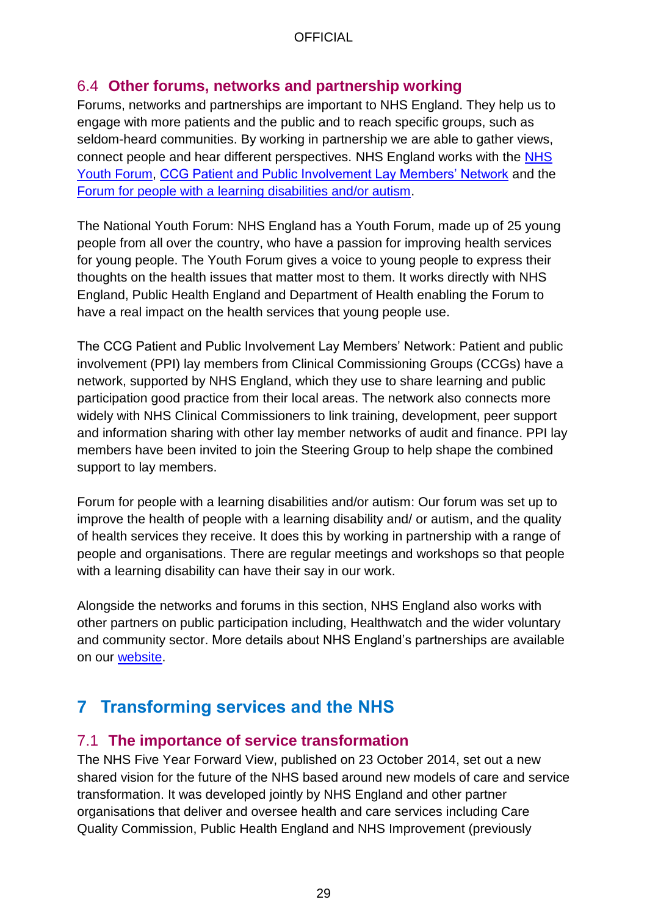### 6.4 Other forums, networks and partnership working

Forums, networks and partnerships are important to NHS England. They help us to engage with more patients and the public and to reach specific groups, such as seldom-heard communities. By working in partnership we are able to gather views, connect people and hear different perspectives. NHS England works with the NHS Youth Forum, CCG Patient and Public Involvement Lay Members' Network and the Forum for people with a learning disabilities and/or autism.

The National Youth Forum: NHS England has a Youth Forum, made up of 25 young people from all over the country, who have a passion for improving health services for young people. The Youth Forum gives a voice to young people to express their thoughts on the health issues that matter most to them. It works directly with NHS England, Public Health England and Department of Health enabling the Forum to have a real impact on the health services that young people use.

The CCG Patient and Public Involvement Lay Members' Network: Patient and public involvement (PPI) lay members from Clinical Commissioning Groups (CCGs) have a network, supported by NHS England, which they use to share learning and public participation good practice from their local areas. The network also connects more widely with NHS Clinical Commissioners to link training, development, peer support and information sharing with other lay member networks of audit and finance. PPI lay members have been invited to join the Steering Group to help shape the combined support to lay members.

Forum for people with a learning disabilities and/or autism: Our forum was set up to improve the health of people with a learning disability and/ or autism, and the quality of health services they receive. It does this by working in partnership with a range of people and organisations. There are regular meetings and workshops so that people with a learning disability can have their say in our work.

Alongside the networks and forums in this section, NHS England also works with other partners on public participation including, Healthwatch and the wider voluntary and community sector. More details about NHS England's partnerships are available on our website.

## 7 Transforming services and the NHS

### 7.1 The importance of service transformation

The NHS Five Year Forward View, published on 23 October 2014, set out a new shared vision for the future of the NHS based around new models of care and service transformation. It was developed jointly by NHS England and other partner organisations that deliver and oversee health and care services including Care Quality Commission, Public Health England and NHS Improvement (previously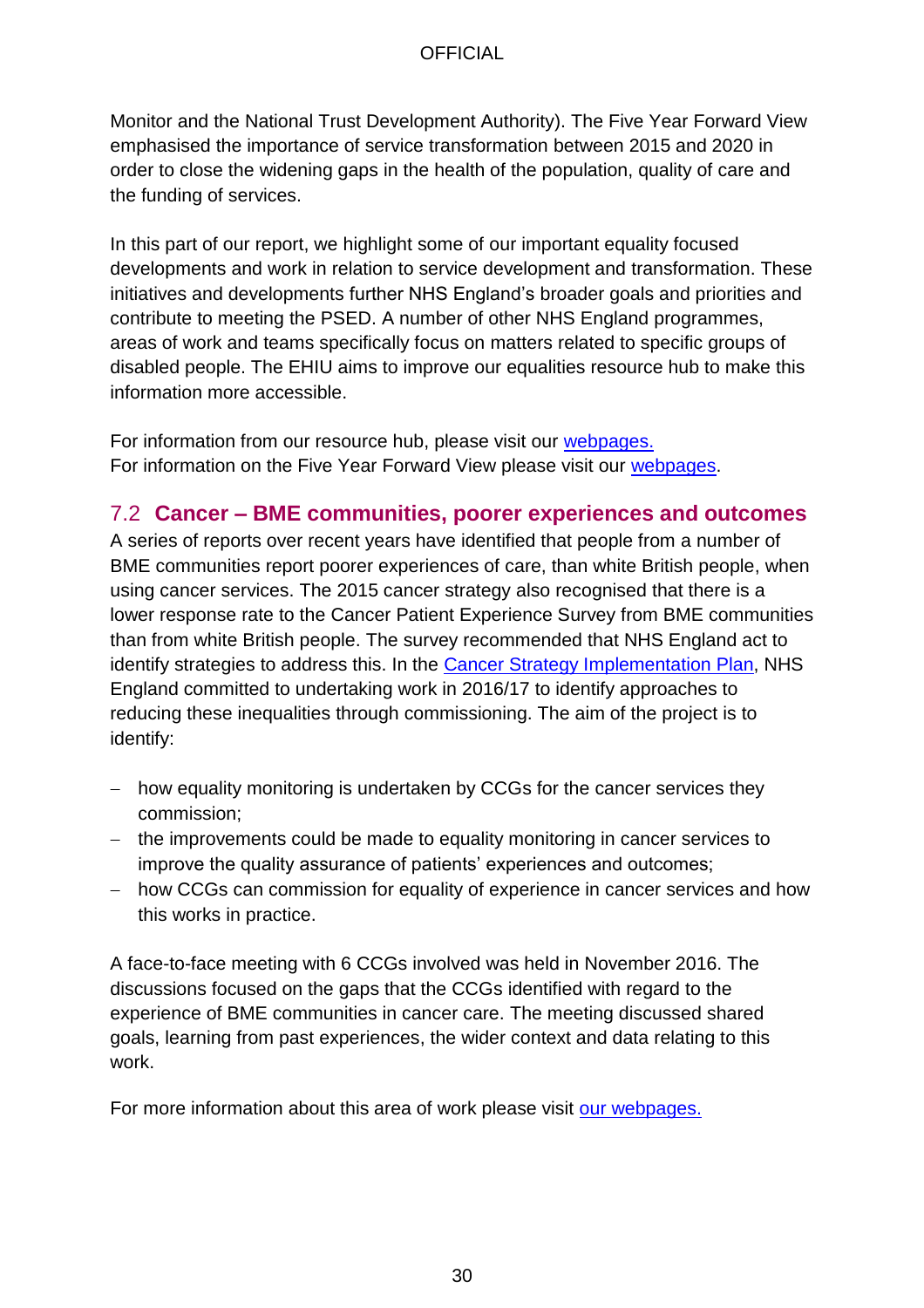Monitor and the National Trust Development Authority). The Five Year Forward View emphasised the importance of service transformation between 2015 and 2020 in order to close the widening gaps in the health of the population, quality of care and the funding of services.

In this part of our report, we highlight some of our important equality focused developments and work in relation to service development and transformation. These initiatives and developments further NHS England's broader goals and priorities and contribute to meeting the PSED. A number of other NHS England programmes, areas of work and teams specifically focus on matters related to specific groups of disabled people. The EHIU aims to improve our equalities resource hub to make this information more accessible.

For information from our resource hub, please visit our webpages.
For information on the Five Year Forward View please visit our webpages.

## 7.2 Cancer – BME communities, poorer experiences and outcomes

A series of reports over recent years have identified that people from a number of BME communities report poorer experiences of care, than white British people, when using cancer services. The 2015 cancer strategy also recognised that there is a lower response rate to the Cancer Patient Experience Survey from BME communities than from white British people. The survey recommended that NHS England act to identify strategies to address this. In the Cancer Strategy Implementation Plan, NHS England committed to undertaking work in 2016/17 to identify approaches to reducing these inequalities through commissioning. The aim of the project is to identify:

- how equality monitoring is undertaken by CCGs for the cancer services they commission;
- the improvements could be made to equality monitoring in cancer services to improve the quality assurance of patients' experiences and outcomes;
- how CCGs can commission for equality of experience in cancer services and how this works in practice.

A face-to-face meeting with 6 CCGs involved was held in November 2016. The discussions focused on the gaps that the CCGs identified with regard to the experience of BME communities in cancer care. The meeting discussed shared goals, learning from past experiences, the wider context and data relating to this work.

For more information about this area of work please visit our webpages.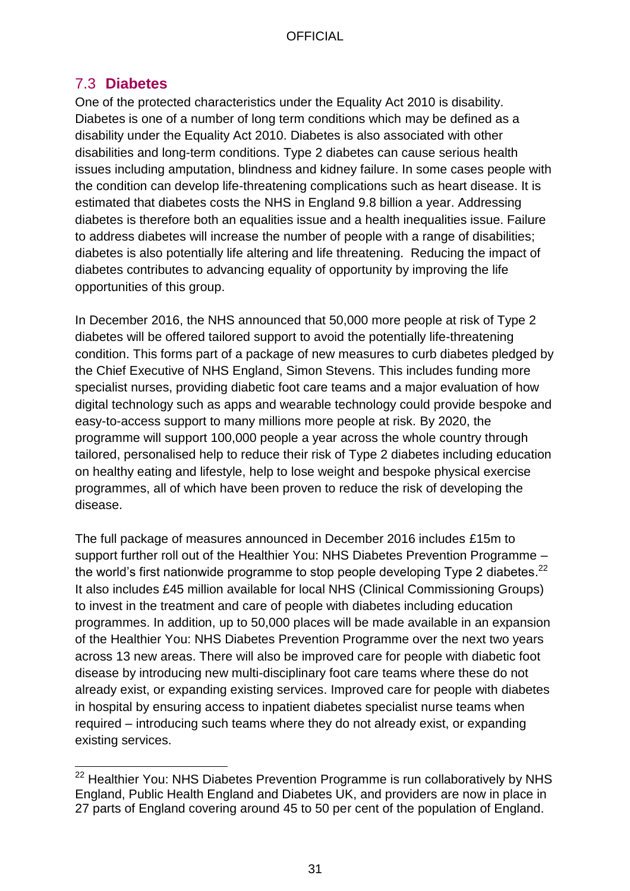## 7.3 **Diabetes**

One of the protected characteristics under the Equality Act 2010 is disability. Diabetes is one of a number of long term conditions which may be defined as a disability under the Equality Act 2010. Diabetes is also associated with other disabilities and long-term conditions. Type 2 diabetes can cause serious health issues including amputation, blindness and kidney failure. In some cases people with the condition can develop life-threatening complications such as heart disease. It is estimated that diabetes costs the NHS in England 9.8 billion a year. Addressing diabetes is therefore both an equalities issue and a health inequalities issue. Failure to address diabetes will increase the number of people with a range of disabilities; diabetes is also potentially life altering and life threatening. Reducing the impact of diabetes contributes to advancing equality of opportunity by improving the life opportunities of this group.

In December 2016, the NHS announced that 50,000 more people at risk of Type 2 diabetes will be offered tailored support to avoid the potentially life-threatening condition. This forms part of a package of new measures to curb diabetes pledged by the Chief Executive of NHS England, Simon Stevens. This includes funding more specialist nurses, providing diabetic foot care teams and a major evaluation of how digital technology such as apps and wearable technology could provide bespoke and easy-to-access support to many millions more people at risk. By 2020, the programme will support 100,000 people a year across the whole country through tailored, personalised help to reduce their risk of Type 2 diabetes including education on healthy eating and lifestyle, help to lose weight and bespoke physical exercise programmes, all of which have been proven to reduce the risk of developing the disease.

The full package of measures announced in December 2016 includes £15m to support further roll out of the Healthier You: NHS Diabetes Prevention Programme – the world's first nationwide programme to stop people developing Type 2 diabetes.[22] It also includes £45 million available for local NHS (Clinical Commissioning Groups) to invest in the treatment and care of people with diabetes including education programmes. In addition, up to 50,000 places will be made available in an expansion of the Healthier You: NHS Diabetes Prevention Programme over the next two years across 13 new areas. There will also be improved care for people with diabetic foot disease by introducing new multi-disciplinary foot care teams where these do not already exist, or expanding existing services. Improved care for people with diabetes in hospital by ensuring access to inpatient diabetes specialist nurse teams when required – introducing such teams where they do not already exist, or expanding existing services.

---

[22] Healthier You: NHS Diabetes Prevention Programme is run collaboratively by NHS England, Public Health England and Diabetes UK, and providers are now in place in 27 parts of England covering around 45 to 50 per cent of the population of England.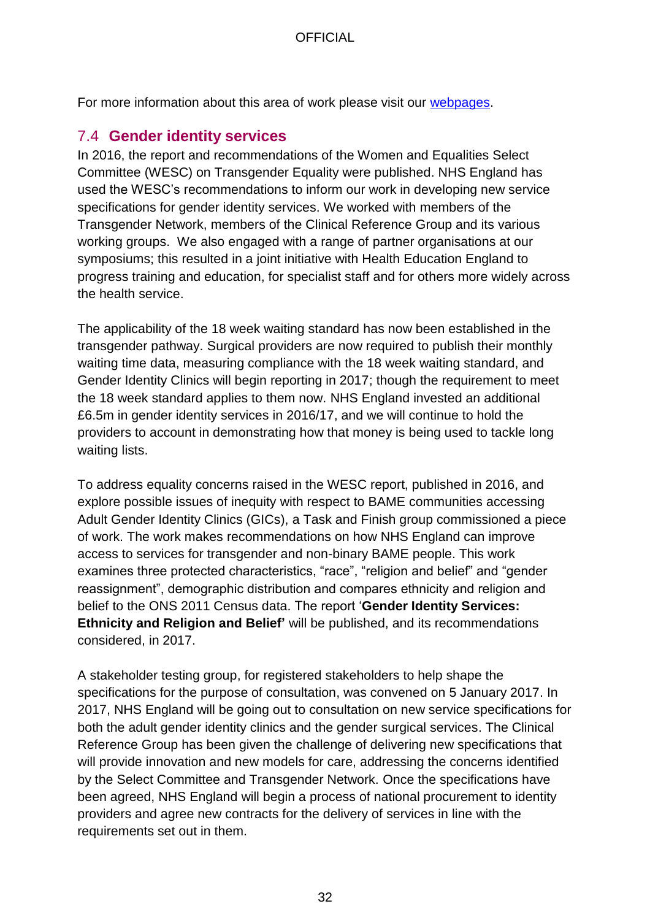For more information about this area of work please visit our webpages.

## 7.4 Gender identity services

In 2016, the report and recommendations of the Women and Equalities Select Committee (WESC) on Transgender Equality were published. NHS England has used the WESC's recommendations to inform our work in developing new service specifications for gender identity services. We worked with members of the Transgender Network, members of the Clinical Reference Group and its various working groups. We also engaged with a range of partner organisations at our symposiums; this resulted in a joint initiative with Health Education England to progress training and education, for specialist staff and for others more widely across the health service.

The applicability of the 18 week waiting standard has now been established in the transgender pathway. Surgical providers are now required to publish their monthly waiting time data, measuring compliance with the 18 week waiting standard, and Gender Identity Clinics will begin reporting in 2017; though the requirement to meet the 18 week standard applies to them now. NHS England invested an additional £6.5m in gender identity services in 2016/17, and we will continue to hold the providers to account in demonstrating how that money is being used to tackle long waiting lists.

To address equality concerns raised in the WESC report, published in 2016, and explore possible issues of inequity with respect to BAME communities accessing Adult Gender Identity Clinics (GICs), a Task and Finish group commissioned a piece of work. The work makes recommendations on how NHS England can improve access to services for transgender and non-binary BAME people. This work examines three protected characteristics, "race", "religion and belief" and "gender reassignment", demographic distribution and compares ethnicity and religion and belief to the ONS 2011 Census data. The report '**Gender Identity Services: Ethnicity and Religion and Belief'** will be published, and its recommendations considered, in 2017.

A stakeholder testing group, for registered stakeholders to help shape the specifications for the purpose of consultation, was convened on 5 January 2017. In 2017, NHS England will be going out to consultation on new service specifications for both the adult gender identity clinics and the gender surgical services. The Clinical Reference Group has been given the challenge of delivering new specifications that will provide innovation and new models for care, addressing the concerns identified by the Select Committee and Transgender Network. Once the specifications have been agreed, NHS England will begin a process of national procurement to identity providers and agree new contracts for the delivery of services in line with the requirements set out in them.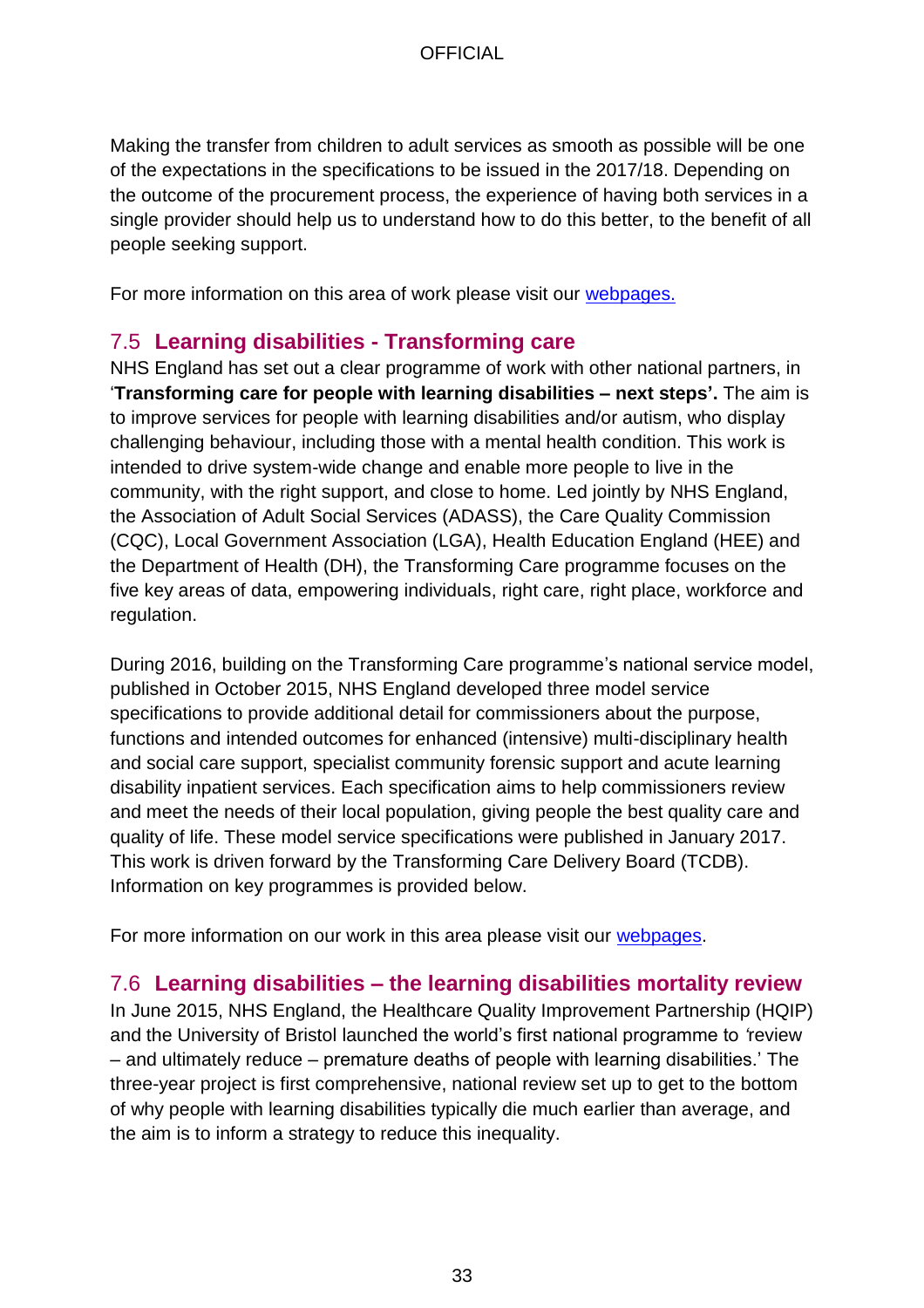Making the transfer from children to adult services as smooth as possible will be one of the expectations in the specifications to be issued in the 2017/18. Depending on the outcome of the procurement process, the experience of having both services in a single provider should help us to understand how to do this better, to the benefit of all people seeking support.

For more information on this area of work please visit our webpages.

## 7.5 Learning disabilities - Transforming care

NHS England has set out a clear programme of work with other national partners, in '**Transforming care for people with learning disabilities – next steps'.** The aim is to improve services for people with learning disabilities and/or autism, who display challenging behaviour, including those with a mental health condition. This work is intended to drive system-wide change and enable more people to live in the community, with the right support, and close to home. Led jointly by NHS England, the Association of Adult Social Services (ADASS), the Care Quality Commission (CQC), Local Government Association (LGA), Health Education England (HEE) and the Department of Health (DH), the Transforming Care programme focuses on the five key areas of data, empowering individuals, right care, right place, workforce and regulation.

During 2016, building on the Transforming Care programme's national service model, published in October 2015, NHS England developed three model service specifications to provide additional detail for commissioners about the purpose, functions and intended outcomes for enhanced (intensive) multi-disciplinary health and social care support, specialist community forensic support and acute learning disability inpatient services. Each specification aims to help commissioners review and meet the needs of their local population, giving people the best quality care and quality of life. These model service specifications were published in January 2017. This work is driven forward by the Transforming Care Delivery Board (TCDB). Information on key programmes is provided below.

For more information on our work in this area please visit our webpages.

## 7.6 Learning disabilities – the learning disabilities mortality review

In June 2015, NHS England, the Healthcare Quality Improvement Partnership (HQIP) and the University of Bristol launched the world's first national programme to 'review – and ultimately reduce – premature deaths of people with learning disabilities.' The three-year project is first comprehensive, national review set up to get to the bottom of why people with learning disabilities typically die much earlier than average, and the aim is to inform a strategy to reduce this inequality.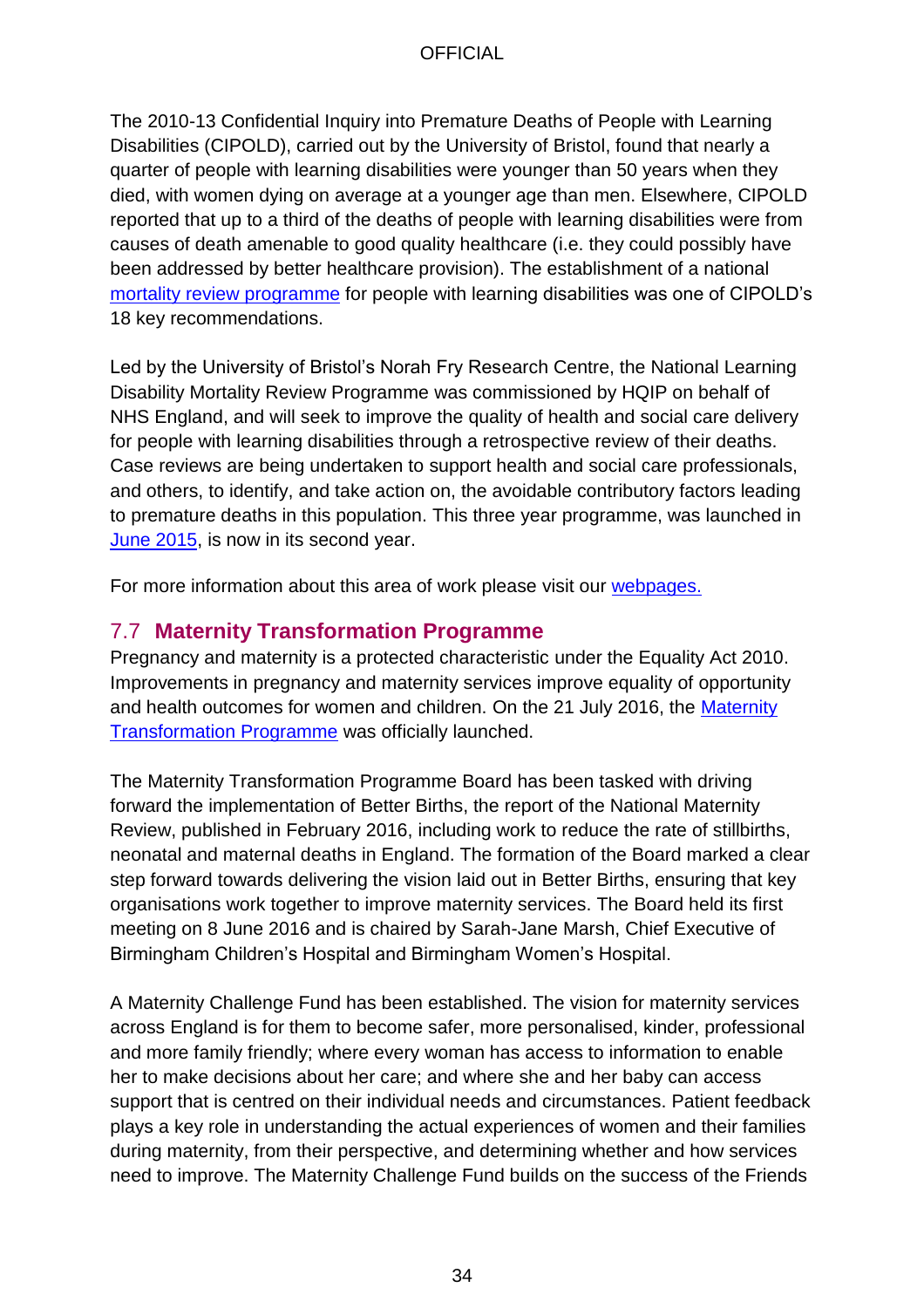The 2010-13 Confidential Inquiry into Premature Deaths of People with Learning Disabilities (CIPOLD), carried out by the University of Bristol, found that nearly a quarter of people with learning disabilities were younger than 50 years when they died, with women dying on average at a younger age than men. Elsewhere, CIPOLD reported that up to a third of the deaths of people with learning disabilities were from causes of death amenable to good quality healthcare (i.e. they could possibly have been addressed by better healthcare provision). The establishment of a national mortality review programme for people with learning disabilities was one of CIPOLD's 18 key recommendations.

Led by the University of Bristol's Norah Fry Research Centre, the National Learning Disability Mortality Review Programme was commissioned by HQIP on behalf of NHS England, and will seek to improve the quality of health and social care delivery for people with learning disabilities through a retrospective review of their deaths. Case reviews are being undertaken to support health and social care professionals, and others, to identify, and take action on, the avoidable contributory factors leading to premature deaths in this population. This three year programme, was launched in June 2015, is now in its second year.

For more information about this area of work please visit our webpages.

## 7.7 Maternity Transformation Programme

Pregnancy and maternity is a protected characteristic under the Equality Act 2010. Improvements in pregnancy and maternity services improve equality of opportunity and health outcomes for women and children. On the 21 July 2016, the Maternity Transformation Programme was officially launched.

The Maternity Transformation Programme Board has been tasked with driving forward the implementation of Better Births, the report of the National Maternity Review, published in February 2016, including work to reduce the rate of stillbirths, neonatal and maternal deaths in England. The formation of the Board marked a clear step forward towards delivering the vision laid out in Better Births, ensuring that key organisations work together to improve maternity services. The Board held its first meeting on 8 June 2016 and is chaired by Sarah-Jane Marsh, Chief Executive of Birmingham Children's Hospital and Birmingham Women's Hospital.

A Maternity Challenge Fund has been established. The vision for maternity services across England is for them to become safer, more personalised, kinder, professional and more family friendly; where every woman has access to information to enable her to make decisions about her care; and where she and her baby can access support that is centred on their individual needs and circumstances. Patient feedback plays a key role in understanding the actual experiences of women and their families during maternity, from their perspective, and determining whether and how services need to improve. The Maternity Challenge Fund builds on the success of the Friends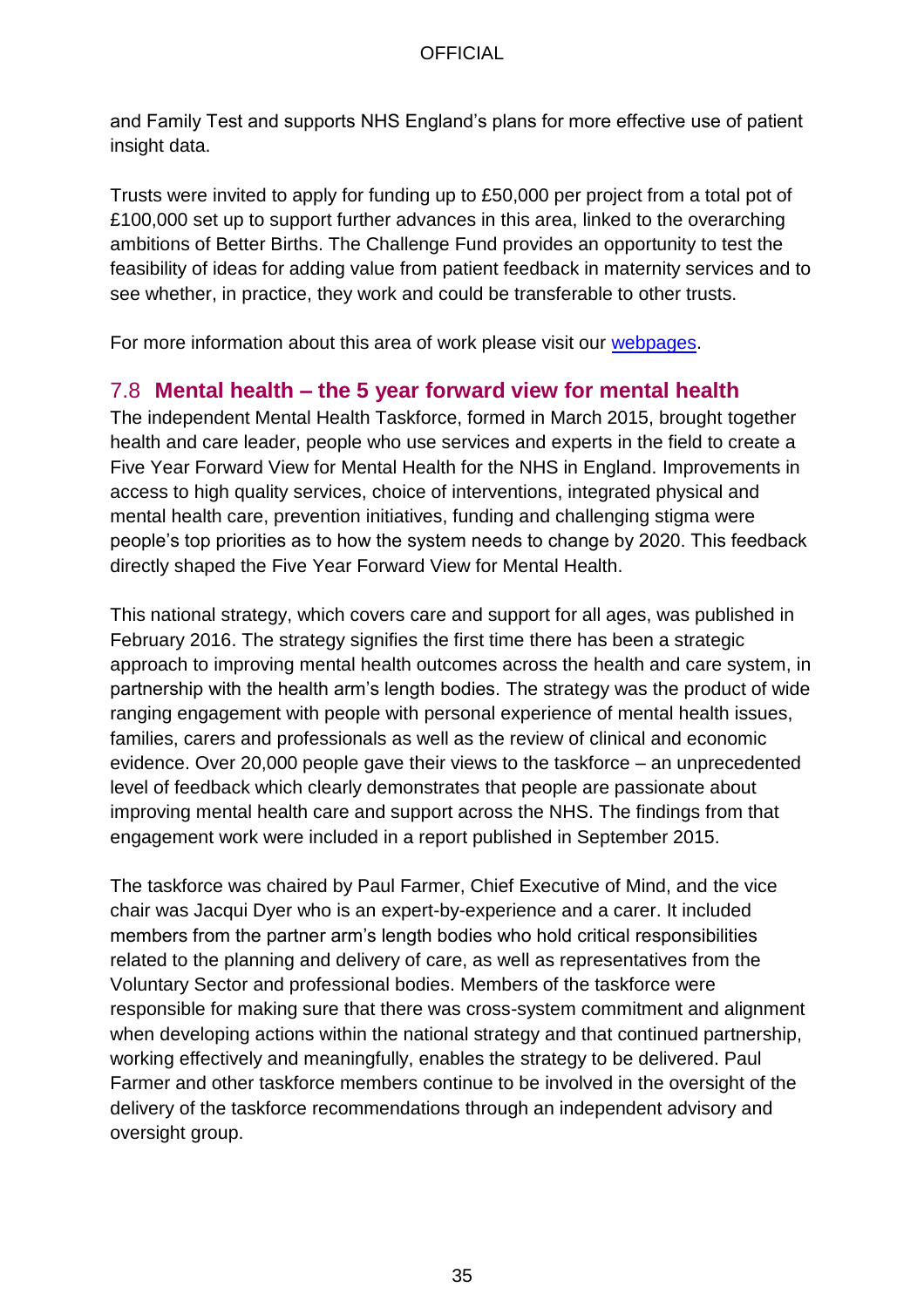and Family Test and supports NHS England's plans for more effective use of patient insight data.

Trusts were invited to apply for funding up to £50,000 per project from a total pot of £100,000 set up to support further advances in this area, linked to the overarching ambitions of Better Births. The Challenge Fund provides an opportunity to test the feasibility of ideas for adding value from patient feedback in maternity services and to see whether, in practice, they work and could be transferable to other trusts.

For more information about this area of work please visit our webpages.

## 7.8 Mental health – the 5 year forward view for mental health

The independent Mental Health Taskforce, formed in March 2015, brought together health and care leader, people who use services and experts in the field to create a Five Year Forward View for Mental Health for the NHS in England. Improvements in access to high quality services, choice of interventions, integrated physical and mental health care, prevention initiatives, funding and challenging stigma were people's top priorities as to how the system needs to change by 2020. This feedback directly shaped the Five Year Forward View for Mental Health.

This national strategy, which covers care and support for all ages, was published in February 2016. The strategy signifies the first time there has been a strategic approach to improving mental health outcomes across the health and care system, in partnership with the health arm's length bodies. The strategy was the product of wide ranging engagement with people with personal experience of mental health issues, families, carers and professionals as well as the review of clinical and economic evidence. Over 20,000 people gave their views to the taskforce – an unprecedented level of feedback which clearly demonstrates that people are passionate about improving mental health care and support across the NHS. The findings from that engagement work were included in a report published in September 2015.

The taskforce was chaired by Paul Farmer, Chief Executive of Mind, and the vice chair was Jacqui Dyer who is an expert-by-experience and a carer. It included members from the partner arm's length bodies who hold critical responsibilities related to the planning and delivery of care, as well as representatives from the Voluntary Sector and professional bodies. Members of the taskforce were responsible for making sure that there was cross-system commitment and alignment when developing actions within the national strategy and that continued partnership, working effectively and meaningfully, enables the strategy to be delivered. Paul Farmer and other taskforce members continue to be involved in the oversight of the delivery of the taskforce recommendations through an independent advisory and oversight group.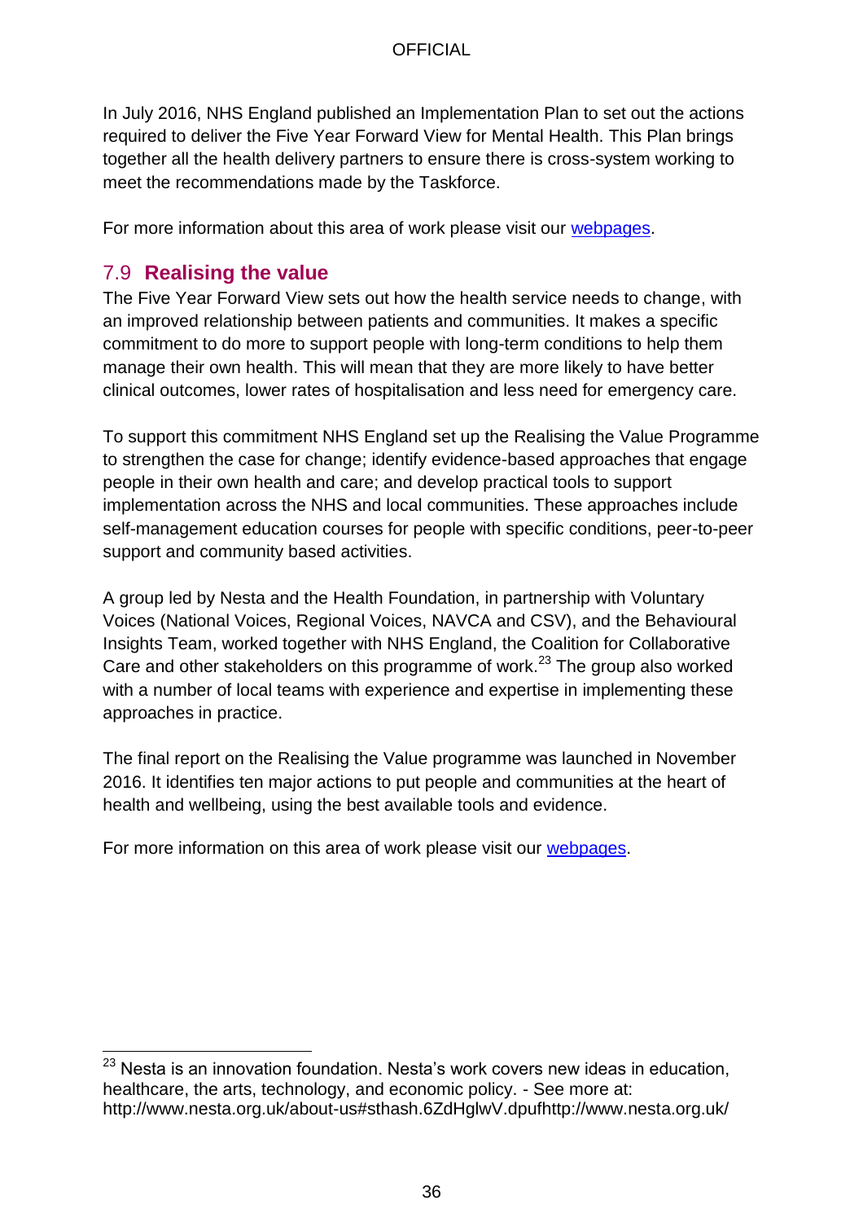In July 2016, NHS England published an Implementation Plan to set out the actions required to deliver the Five Year Forward View for Mental Health. This Plan brings together all the health delivery partners to ensure there is cross-system working to meet the recommendations made by the Taskforce.

For more information about this area of work please visit our [webpages]().

## 7.9 **Realising the value**

The Five Year Forward View sets out how the health service needs to change, with an improved relationship between patients and communities. It makes a specific commitment to do more to support people with long-term conditions to help them manage their own health. This will mean that they are more likely to have better clinical outcomes, lower rates of hospitalisation and less need for emergency care.

To support this commitment NHS England set up the Realising the Value Programme to strengthen the case for change; identify evidence-based approaches that engage people in their own health and care; and develop practical tools to support implementation across the NHS and local communities. These approaches include self-management education courses for people with specific conditions, peer-to-peer support and community based activities.

A group led by Nesta and the Health Foundation, in partnership with Voluntary Voices (National Voices, Regional Voices, NAVCA and CSV), and the Behavioural Insights Team, worked together with NHS England, the Coalition for Collaborative Care and other stakeholders on this programme of work.[23] The group also worked with a number of local teams with experience and expertise in implementing these approaches in practice.

The final report on the Realising the Value programme was launched in November 2016. It identifies ten major actions to put people and communities at the heart of health and wellbeing, using the best available tools and evidence.

For more information on this area of work please visit our [webpages]().

---

[23] Nesta is an innovation foundation. Nesta's work covers new ideas in education, healthcare, the arts, technology, and economic policy. - See more at: http://www.nesta.org.uk/about-us#sthash.6ZdHglwV.dpufhttp://www.nesta.org.uk/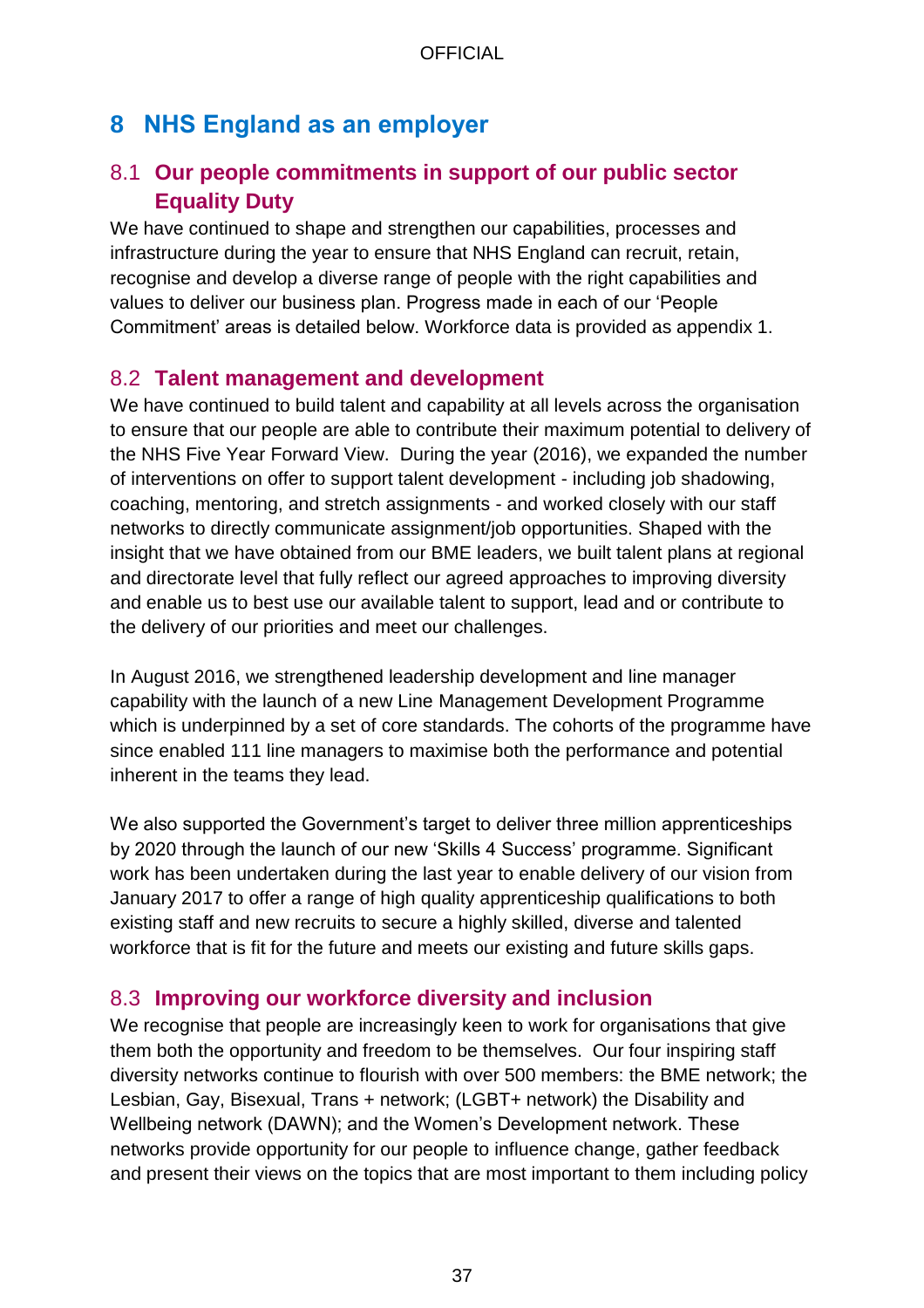# 8 NHS England as an employer

## 8.1 Our people commitments in support of our public sector Equality Duty

We have continued to shape and strengthen our capabilities, processes and infrastructure during the year to ensure that NHS England can recruit, retain, recognise and develop a diverse range of people with the right capabilities and values to deliver our business plan. Progress made in each of our 'People Commitment' areas is detailed below. Workforce data is provided as appendix 1.

## 8.2 Talent management and development

We have continued to build talent and capability at all levels across the organisation to ensure that our people are able to contribute their maximum potential to delivery of the NHS Five Year Forward View. During the year (2016), we expanded the number of interventions on offer to support talent development - including job shadowing, coaching, mentoring, and stretch assignments - and worked closely with our staff networks to directly communicate assignment/job opportunities. Shaped with the insight that we have obtained from our BME leaders, we built talent plans at regional and directorate level that fully reflect our agreed approaches to improving diversity and enable us to best use our available talent to support, lead and or contribute to the delivery of our priorities and meet our challenges.

In August 2016, we strengthened leadership development and line manager capability with the launch of a new Line Management Development Programme which is underpinned by a set of core standards. The cohorts of the programme have since enabled 111 line managers to maximise both the performance and potential inherent in the teams they lead.

We also supported the Government's target to deliver three million apprenticeships by 2020 through the launch of our new 'Skills 4 Success' programme. Significant work has been undertaken during the last year to enable delivery of our vision from January 2017 to offer a range of high quality apprenticeship qualifications to both existing staff and new recruits to secure a highly skilled, diverse and talented workforce that is fit for the future and meets our existing and future skills gaps.

## 8.3 Improving our workforce diversity and inclusion

We recognise that people are increasingly keen to work for organisations that give them both the opportunity and freedom to be themselves. Our four inspiring staff diversity networks continue to flourish with over 500 members: the BME network; the Lesbian, Gay, Bisexual, Trans + network; (LGBT+ network) the Disability and Wellbeing network (DAWN); and the Women's Development network. These networks provide opportunity for our people to influence change, gather feedback and present their views on the topics that are most important to them including policy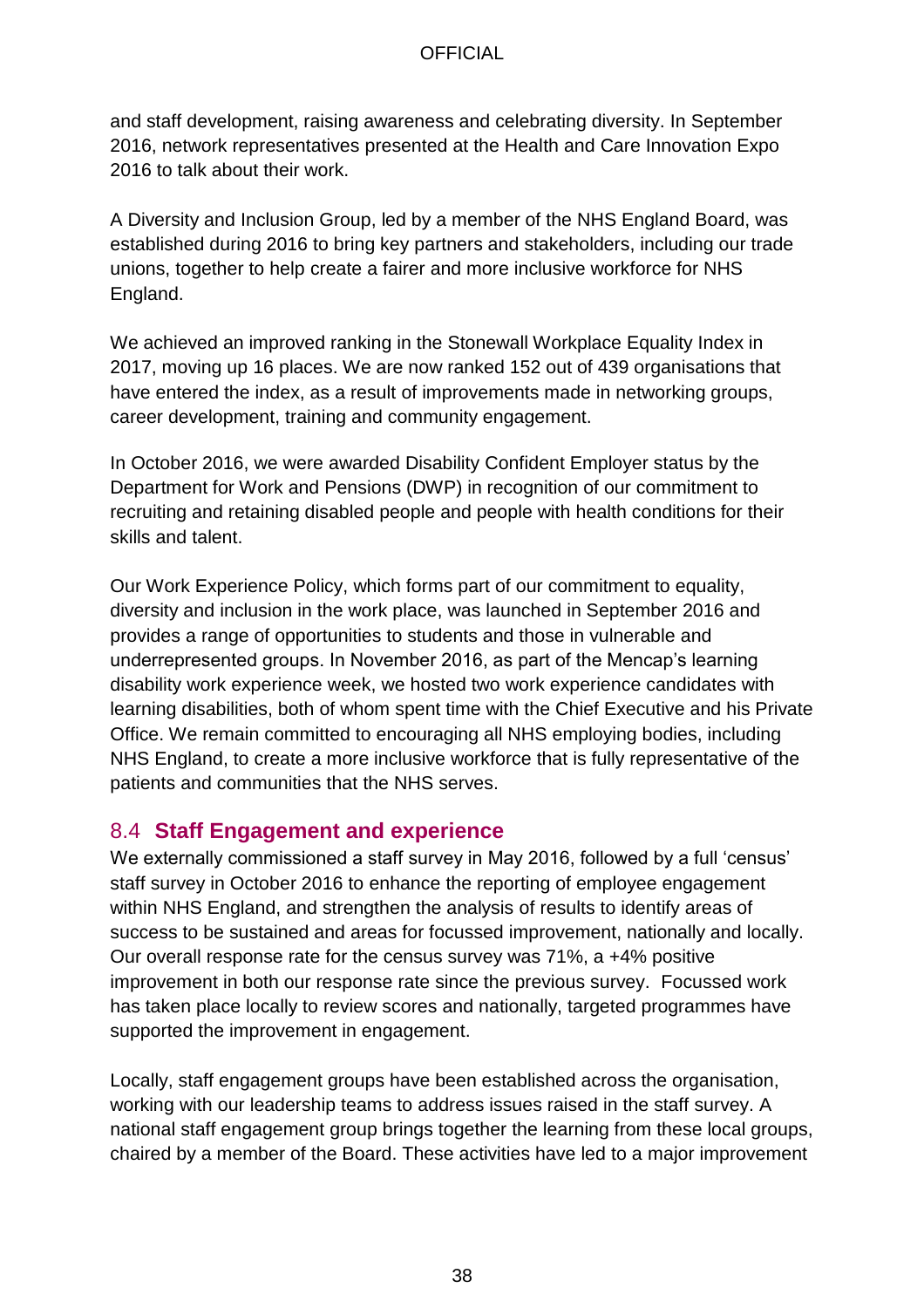and staff development, raising awareness and celebrating diversity. In September 2016, network representatives presented at the Health and Care Innovation Expo 2016 to talk about their work.

A Diversity and Inclusion Group, led by a member of the NHS England Board, was established during 2016 to bring key partners and stakeholders, including our trade unions, together to help create a fairer and more inclusive workforce for NHS England.

We achieved an improved ranking in the Stonewall Workplace Equality Index in 2017, moving up 16 places. We are now ranked 152 out of 439 organisations that have entered the index, as a result of improvements made in networking groups, career development, training and community engagement.

In October 2016, we were awarded Disability Confident Employer status by the Department for Work and Pensions (DWP) in recognition of our commitment to recruiting and retaining disabled people and people with health conditions for their skills and talent.

Our Work Experience Policy, which forms part of our commitment to equality, diversity and inclusion in the work place, was launched in September 2016 and provides a range of opportunities to students and those in vulnerable and underrepresented groups. In November 2016, as part of the Mencap's learning disability work experience week, we hosted two work experience candidates with learning disabilities, both of whom spent time with the Chief Executive and his Private Office. We remain committed to encouraging all NHS employing bodies, including NHS England, to create a more inclusive workforce that is fully representative of the patients and communities that the NHS serves.

## 8.4 **Staff Engagement and experience**

We externally commissioned a staff survey in May 2016, followed by a full 'census' staff survey in October 2016 to enhance the reporting of employee engagement within NHS England, and strengthen the analysis of results to identify areas of success to be sustained and areas for focussed improvement, nationally and locally. Our overall response rate for the census survey was 71%, a +4% positive improvement in both our response rate since the previous survey. Focussed work has taken place locally to review scores and nationally, targeted programmes have supported the improvement in engagement.

Locally, staff engagement groups have been established across the organisation, working with our leadership teams to address issues raised in the staff survey. A national staff engagement group brings together the learning from these local groups, chaired by a member of the Board. These activities have led to a major improvement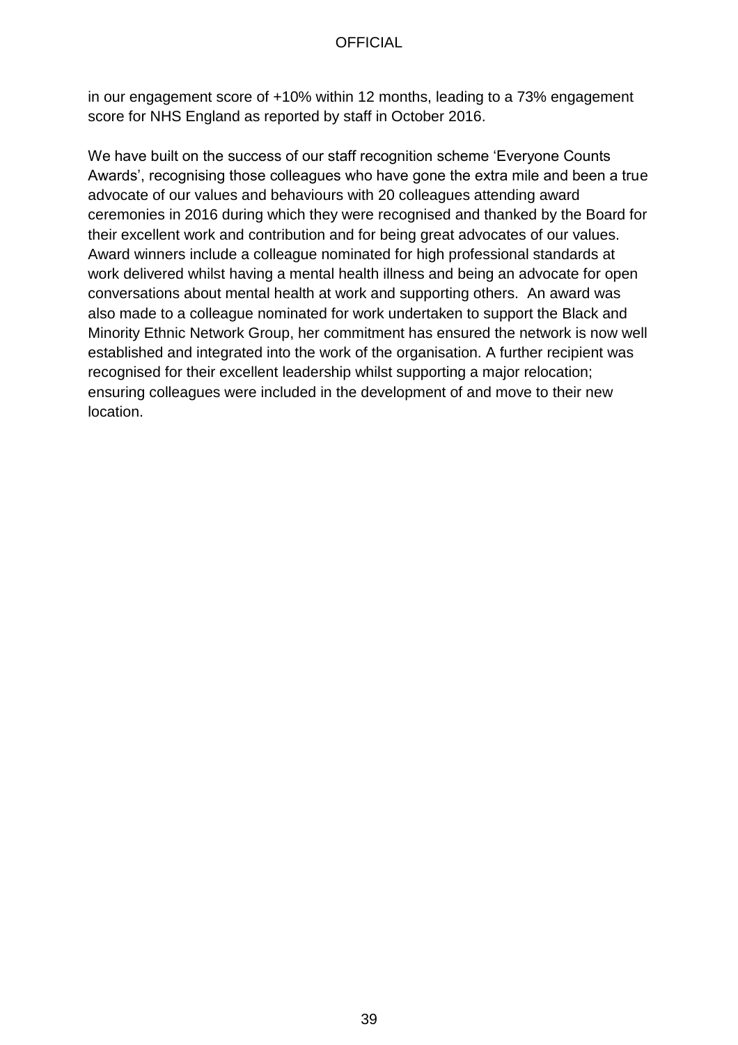in our engagement score of +10% within 12 months, leading to a 73% engagement score for NHS England as reported by staff in October 2016.

We have built on the success of our staff recognition scheme 'Everyone Counts Awards', recognising those colleagues who have gone the extra mile and been a true advocate of our values and behaviours with 20 colleagues attending award ceremonies in 2016 during which they were recognised and thanked by the Board for their excellent work and contribution and for being great advocates of our values. Award winners include a colleague nominated for high professional standards at work delivered whilst having a mental health illness and being an advocate for open conversations about mental health at work and supporting others. An award was also made to a colleague nominated for work undertaken to support the Black and Minority Ethnic Network Group, her commitment has ensured the network is now well established and integrated into the work of the organisation. A further recipient was recognised for their excellent leadership whilst supporting a major relocation; ensuring colleagues were included in the development of and move to their new location.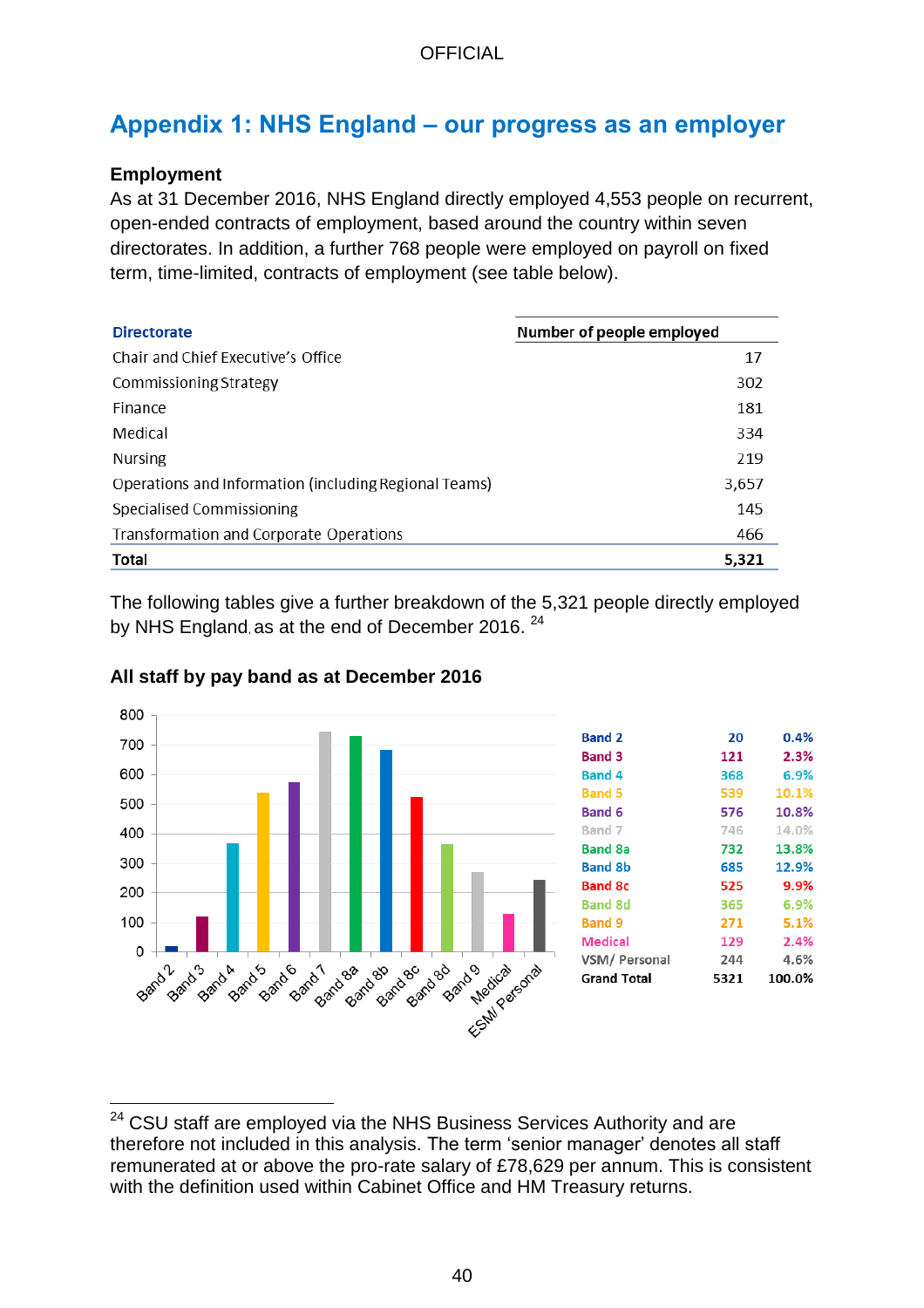## Appendix 1: NHS England – our progress as an employer

**Employment**

As at 31 December 2016, NHS England directly employed 4,553 people on recurrent, open-ended contracts of employment, based around the country within seven directorates. In addition, a further 768 people were employed on payroll on fixed term, time-limited, contracts of employment (see table below).

| Directorate | Number of people employed |
|---|---|
| Chair and Chief Executive's Office | 17 |
| Commissioning Strategy | 302 |
| Finance | 181 |
| Medical | 334 |
| Nursing | 219 |
| Operations and Information (including Regional Teams) | 3,657 |
| Specialised Commissioning | 145 |
| Transformation and Corporate Operations | 466 |
| **Total** | **5,321** |

The following tables give a further breakdown of the 5,321 people directly employed by NHS England, as at the end of December 2016. [24]

**All staff by pay band as at December 2016**

800
700
600
500
400
300
200
100
0

Band 2, Band 3, Band 4, Band 5, Band 6, Band 7, Band 8a, Band 8b, Band 8c, Band 8d, Band 9, Medical, ESM/ Personal

Band 2 20 0.4%
Band 3 121 2.3%
Band 4 368 6.9%
Band 5 539 10.1%
Band 6 576 10.8%
Band 7 746 14.0%
Band 8a 732 13.8%
Band 8b 685 12.9%
Band 8c 525 9.9%
Band 8d 365 6.9%
Band 9 271 5.1%
Medical 129 2.4%
VSM/ Personal 244 4.6%
Grand Total 5321 100.0%

[24] CSU staff are employed via the NHS Business Services Authority and are therefore not included in this analysis. The term 'senior manager' denotes all staff remunerated at or above the pro-rate salary of £78,629 per annum. This is consistent with the definition used within Cabinet Office and HM Treasury returns.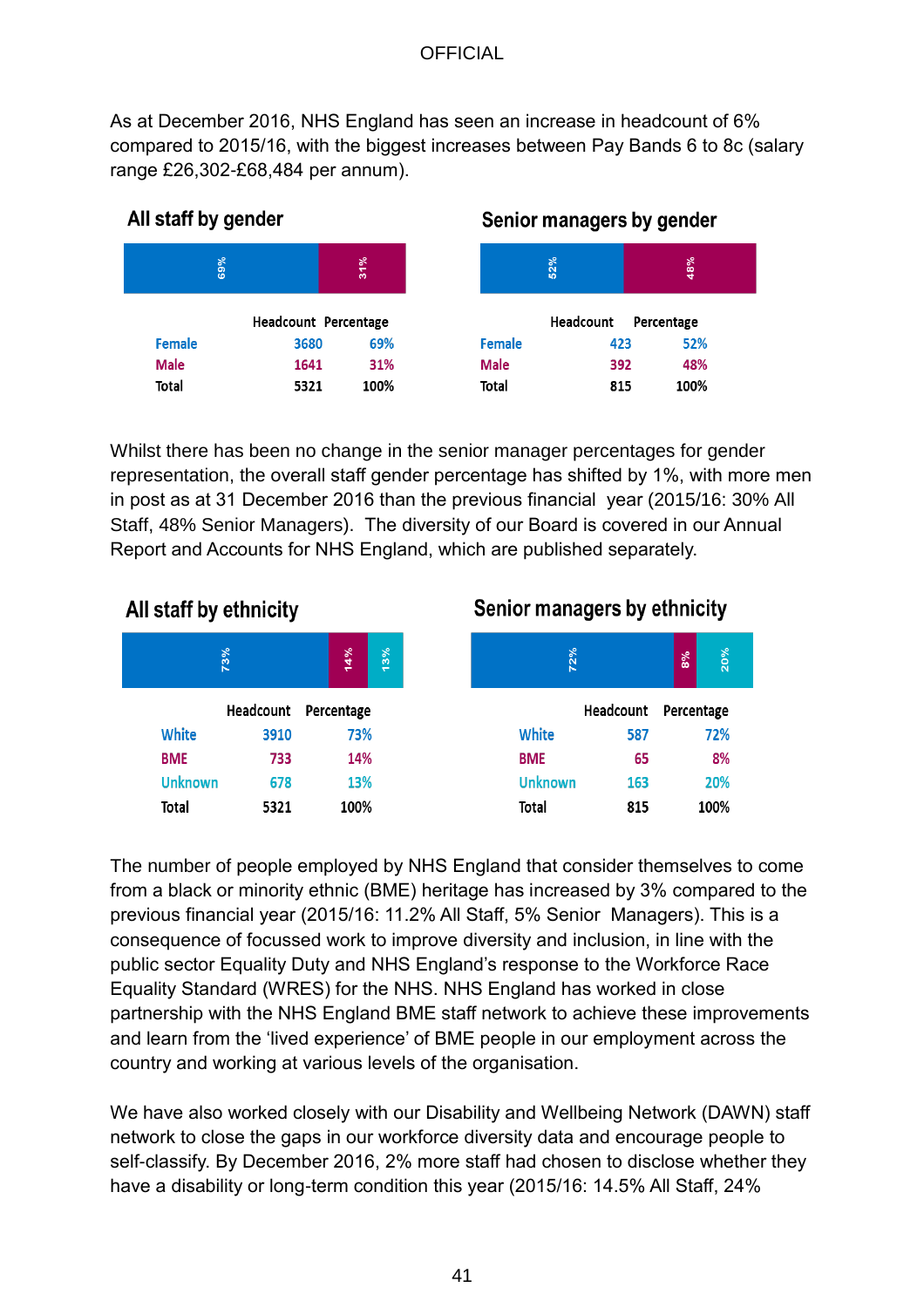As at December 2016, NHS England has seen an increase in headcount of 6% compared to 2015/16, with the biggest increases between Pay Bands 6 to 8c (salary range £26,302-£68,484 per annum).

### All staff by gender

69%
31%

| | Headcount | Percentage |
|---|---|---|
| Female | 3680 | 69% |
| Male | 1641 | 31% |
| Total | 5321 | 100% |

### Senior managers by gender

52%
48%

| | Headcount | Percentage |
|---|---|---|
| Female | 423 | 52% |
| Male | 392 | 48% |
| Total | 815 | 100% |

Whilst there has been no change in the senior manager percentages for gender representation, the overall staff gender percentage has shifted by 1%, with more men in post as at 31 December 2016 than the previous financial year (2015/16: 30% All Staff, 48% Senior Managers). The diversity of our Board is covered in our Annual Report and Accounts for NHS England, which are published separately.

### All staff by ethnicity

73%
14%
13%

| | Headcount | Percentage |
|---|---|---|
| White | 3910 | 73% |
| BME | 733 | 14% |
| Unknown | 678 | 13% |
| Total | 5321 | 100% |

### Senior managers by ethnicity

72%
8%
20%

| | Headcount | Percentage |
|---|---|---|
| White | 587 | 72% |
| BME | 65 | 8% |
| Unknown | 163 | 20% |
| Total | 815 | 100% |

The number of people employed by NHS England that consider themselves to come from a black or minority ethnic (BME) heritage has increased by 3% compared to the previous financial year (2015/16: 11.2% All Staff, 5% Senior Managers). This is a consequence of focussed work to improve diversity and inclusion, in line with the public sector Equality Duty and NHS England's response to the Workforce Race Equality Standard (WRES) for the NHS. NHS England has worked in close partnership with the NHS England BME staff network to achieve these improvements and learn from the 'lived experience' of BME people in our employment across the country and working at various levels of the organisation.

We have also worked closely with our Disability and Wellbeing Network (DAWN) staff network to close the gaps in our workforce diversity data and encourage people to self-classify. By December 2016, 2% more staff had chosen to disclose whether they have a disability or long-term condition this year (2015/16: 14.5% All Staff, 24%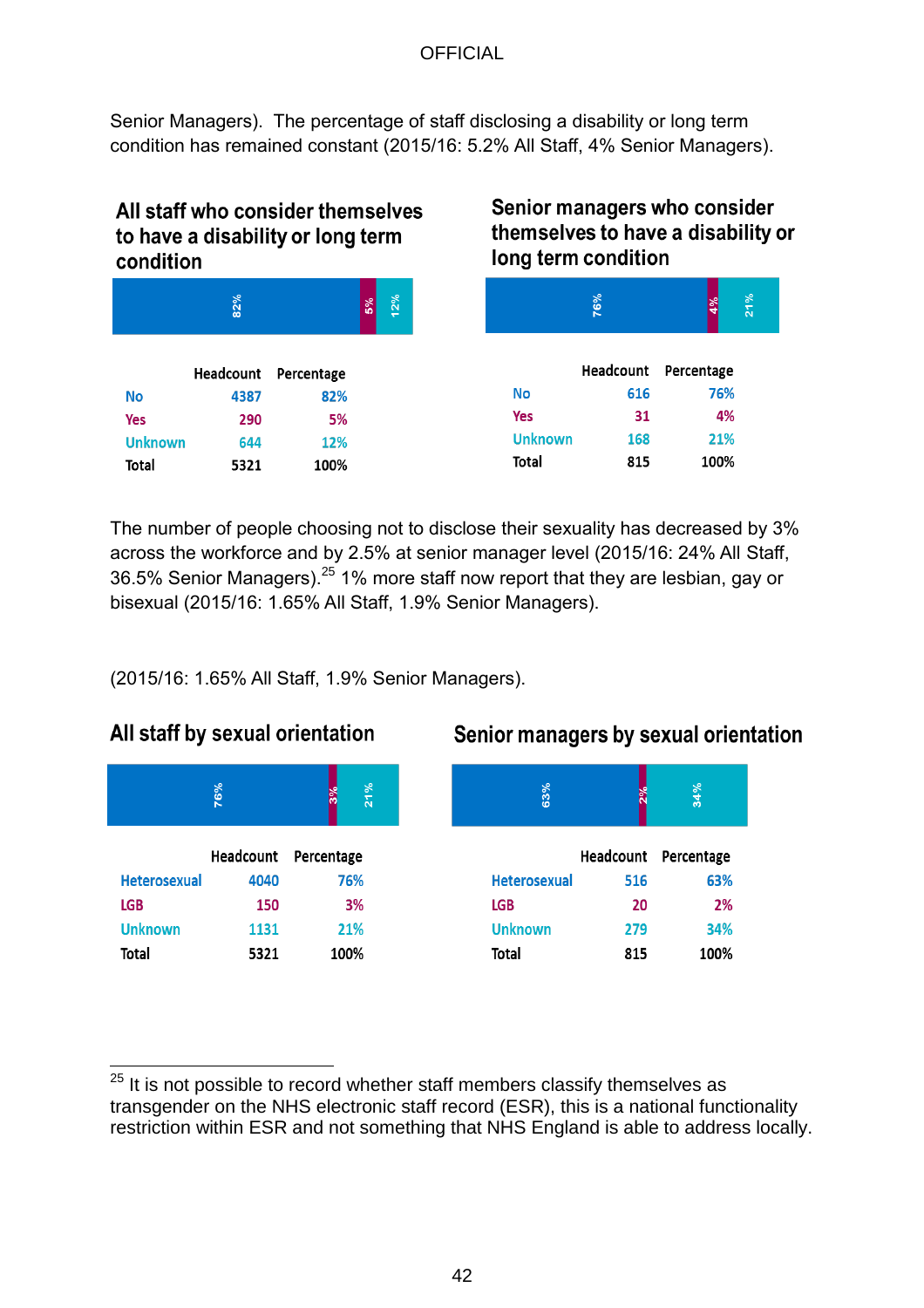OFFICIAL

Senior Managers). The percentage of staff disclosing a disability or long term condition has remained constant (2015/16: 5.2% All Staff, 4% Senior Managers).

### All staff who consider themselves to have a disability or long term condition

82%
5%
12%

| | Headcount | Percentage |
|---|---|---|
| No | 4387 | 82% |
| Yes | 290 | 5% |
| Unknown | 644 | 12% |
| Total | 5321 | 100% |

### Senior managers who consider themselves to have a disability or long term condition

76%
4%
21%

| | Headcount | Percentage |
|---|---|---|
| No | 616 | 76% |
| Yes | 31 | 4% |
| Unknown | 168 | 21% |
| Total | 815 | 100% |

The number of people choosing not to disclose their sexuality has decreased by 3% across the workforce and by 2.5% at senior manager level (2015/16: 24% All Staff, 36.5% Senior Managers).[25] 1% more staff now report that they are lesbian, gay or bisexual (2015/16: 1.65% All Staff, 1.9% Senior Managers).

(2015/16: 1.65% All Staff, 1.9% Senior Managers).

### All staff by sexual orientation

76%
3%
21%

| | Headcount | Percentage |
|---|---|---|
| Heterosexual | 4040 | 76% |
| LGB | 150 | 3% |
| Unknown | 1131 | 21% |
| Total | 5321 | 100% |

### Senior managers by sexual orientation

63%
2%
34%

| | Headcount | Percentage |
|---|---|---|
| Heterosexual | 516 | 63% |
| LGB | 20 | 2% |
| Unknown | 279 | 34% |
| Total | 815 | 100% |

[25] It is not possible to record whether staff members classify themselves as transgender on the NHS electronic staff record (ESR), this is a national functionality restriction within ESR and not something that NHS England is able to address locally.